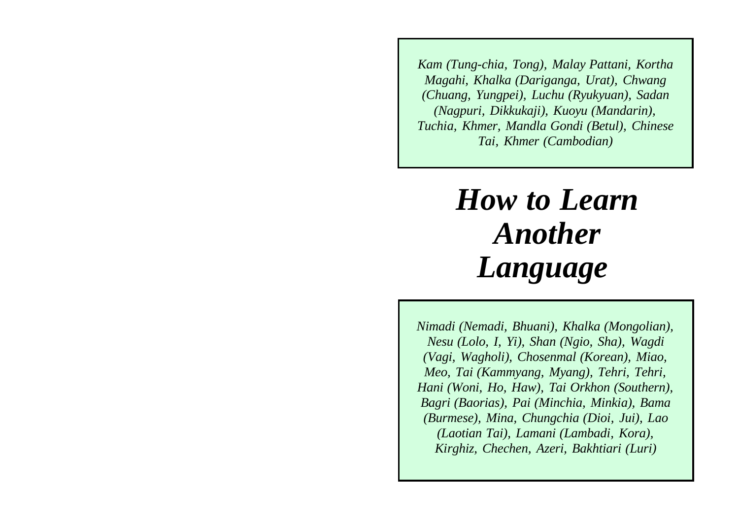*Kam (Tung-chia, Tong), Malay Pattani, Kortha Magahi, Khalka (Dariganga, Urat), Chwang (Chuang, Yungpei), Luchu (Ryukyuan), Sadan (Nagpuri, Dikkukaji), Kuoyu (Mandarin), Tuchia, Khmer, Mandla Gondi (Betul), Chinese Tai, Khmer (Cambodian)*

# *How to Learn Another Language*

*Nimadi (Nemadi, Bhuani), Khalka (Mongolian), Nesu (Lolo, I, Yi), Shan (Ngio, Sha), Wagdi (Vagi, Wagholi), Chosenmal (Korean), Miao, Meo, Tai (Kammyang, Myang), Tehri, Tehri, Hani (Woni, Ho, Haw), Tai Orkhon (Southern), Bagri (Baorias), Pai (Minchia, Minkia), Bama (Burmese), Mina, Chungchia (Dioi, Jui), Lao (Laotian Tai), Lamani (Lambadi, Kora), Kirghiz, Chechen, Azeri, Bakhtiari (Luri)*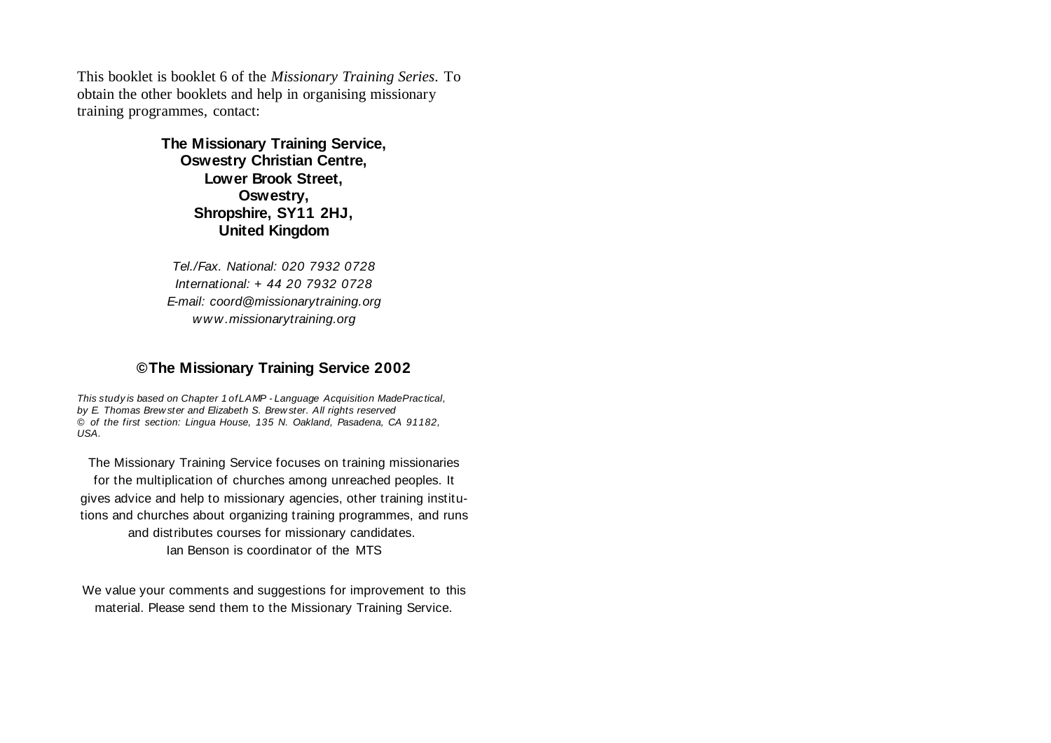This booklet is booklet 6 of the *Missionary Training Series*. To obtain the other booklets and help in organising missionary training programmes, contact:

**The Missionary Training Service,**
**Oswestry Christian Centre,**
**Lower Brook Street,**
**Oswestry,**
**Shropshire, SY11 2HJ,**
**United Kingdom**

*Tel./Fax. National: 020 7932 0728*
*International: + 44 20 7932 0728*
*E-mail: coord@missionarytraining.org*
*www.missionarytraining.org*

**©The Missionary Training Service 2002**

*This study is based on Chapter 1 of LAMP - Language Acquisition Made Practical, by E. Thomas Brewster and Elizabeth S. Brewster. All rights reserved © of the first section: Lingua House, 135 N. Oakland, Pasadena, CA 91182, USA.*

The Missionary Training Service focuses on training missionaries for the multiplication of churches among unreached peoples. It gives advice and help to missionary agencies, other training institutions and churches about organizing training programmes, and runs and distributes courses for missionary candidates.
Ian Benson is coordinator of the MTS

We value your comments and suggestions for improvement to this material. Please send them to the Missionary Training Service.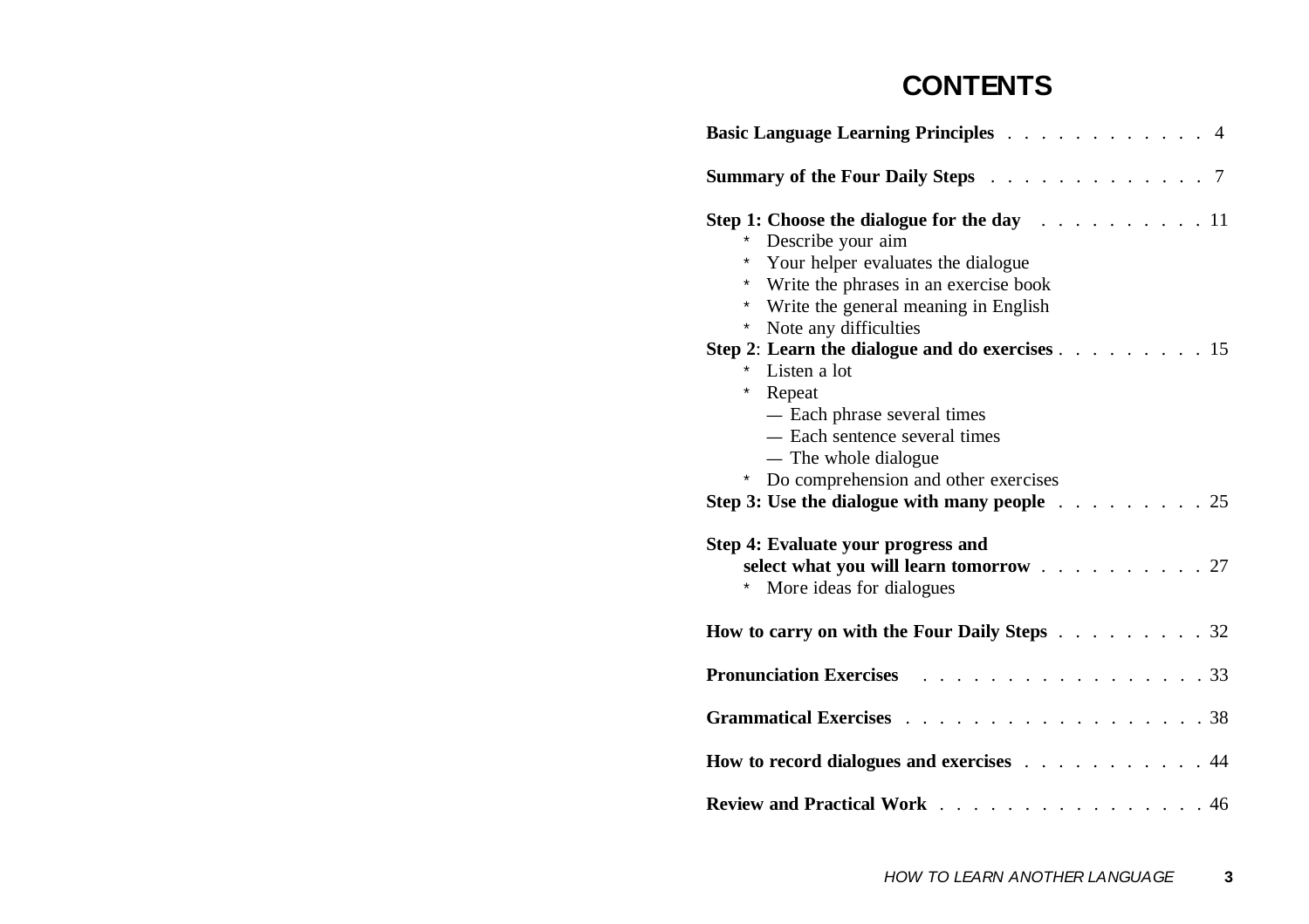# CONTENTS

**Basic Language Learning Principles** . . . . . . . . . . . . 4

**Summary of the Four Daily Steps** . . . . . . . . . . . . . 7

**Step 1: Choose the dialogue for the day** . . . . . . . . . . 11
- Describe your aim
- Your helper evaluates the dialogue
- Write the phrases in an exercise book
- Write the general meaning in English
- Note any difficulties

**Step 2**: **Learn the dialogue and do exercises** . . . . . . . . . 15
- Listen a lot
- Repeat
  - — Each phrase several times
  - — Each sentence several times
  - — The whole dialogue
- Do comprehension and other exercises

**Step 3: Use the dialogue with many people** . . . . . . . . . 25

**Step 4: Evaluate your progress and select what you will learn tomorrow** . . . . . . . . . . 27
- More ideas for dialogues

**How to carry on with the Four Daily Steps** . . . . . . . . . 32

**Pronunciation Exercises** . . . . . . . . . . . . . . . . . 33

**Grammatical Exercises** . . . . . . . . . . . . . . . . . . 38

**How to record dialogues and exercises** . . . . . . . . . . . 44

**Review and Practical Work** . . . . . . . . . . . . . . . . 46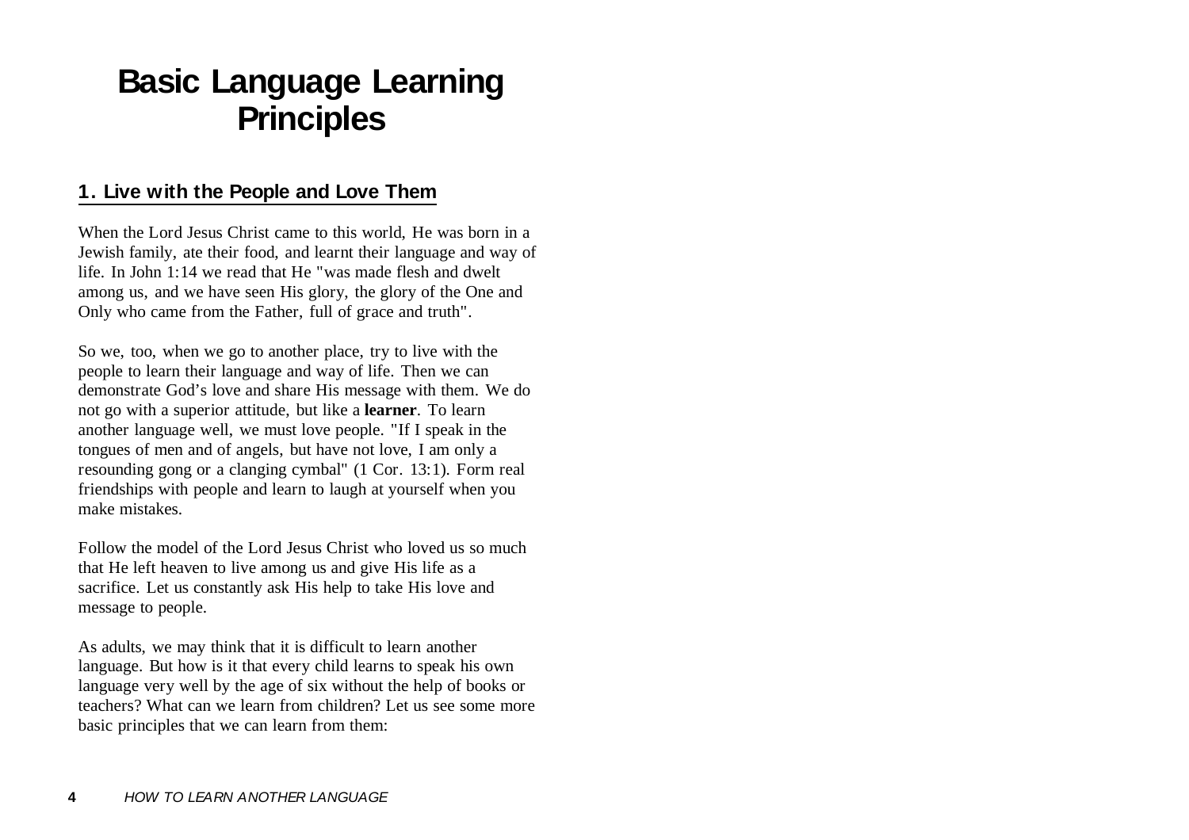# Basic Language Learning Principles

## 1. Live with the People and Love Them

When the Lord Jesus Christ came to this world, He was born in a Jewish family, ate their food, and learnt their language and way of life. In John 1:14 we read that He "was made flesh and dwelt among us, and we have seen His glory, the glory of the One and Only who came from the Father, full of grace and truth".

So we, too, when we go to another place, try to live with the people to learn their language and way of life. Then we can demonstrate God's love and share His message with them. We do not go with a superior attitude, but like a **learner**. To learn another language well, we must love people. "If I speak in the tongues of men and of angels, but have not love, I am only a resounding gong or a clanging cymbal" (1 Cor. 13:1). Form real friendships with people and learn to laugh at yourself when you make mistakes.

Follow the model of the Lord Jesus Christ who loved us so much that He left heaven to live among us and give His life as a sacrifice. Let us constantly ask His help to take His love and message to people.

As adults, we may think that it is difficult to learn another language. But how is it that every child learns to speak his own language very well by the age of six without the help of books or teachers? What can we learn from children? Let us see some more basic principles that we can learn from them: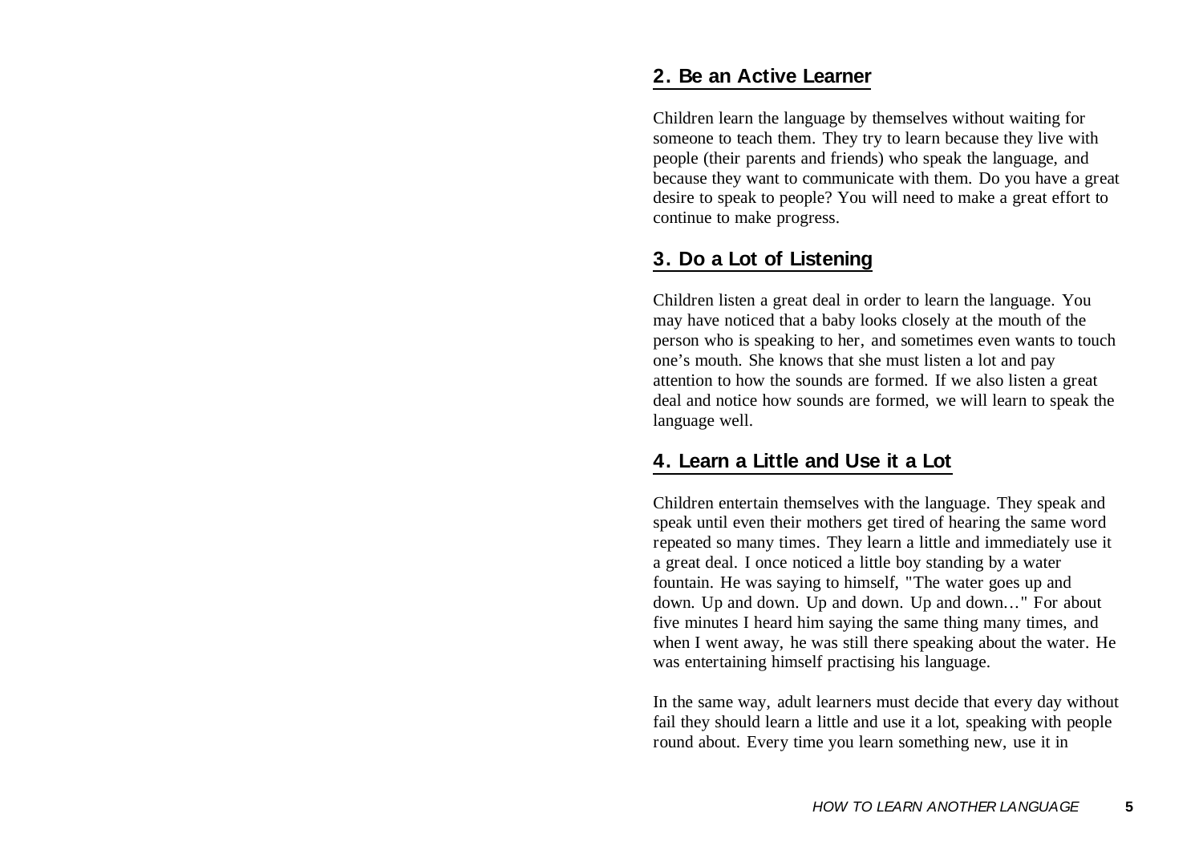## 2. Be an Active Learner

Children learn the language by themselves without waiting for someone to teach them. They try to learn because they live with people (their parents and friends) who speak the language, and because they want to communicate with them. Do you have a great desire to speak to people? You will need to make a great effort to continue to make progress.

## 3. Do a Lot of Listening

Children listen a great deal in order to learn the language. You may have noticed that a baby looks closely at the mouth of the person who is speaking to her, and sometimes even wants to touch one's mouth. She knows that she must listen a lot and pay attention to how the sounds are formed. If we also listen a great deal and notice how sounds are formed, we will learn to speak the language well.

## 4. Learn a Little and Use it a Lot

Children entertain themselves with the language. They speak and speak until even their mothers get tired of hearing the same word repeated so many times. They learn a little and immediately use it a great deal. I once noticed a little boy standing by a water fountain. He was saying to himself, "The water goes up and down. Up and down. Up and down. Up and down…" For about five minutes I heard him saying the same thing many times, and when I went away, he was still there speaking about the water. He was entertaining himself practising his language.

In the same way, adult learners must decide that every day without fail they should learn a little and use it a lot, speaking with people round about. Every time you learn something new, use it in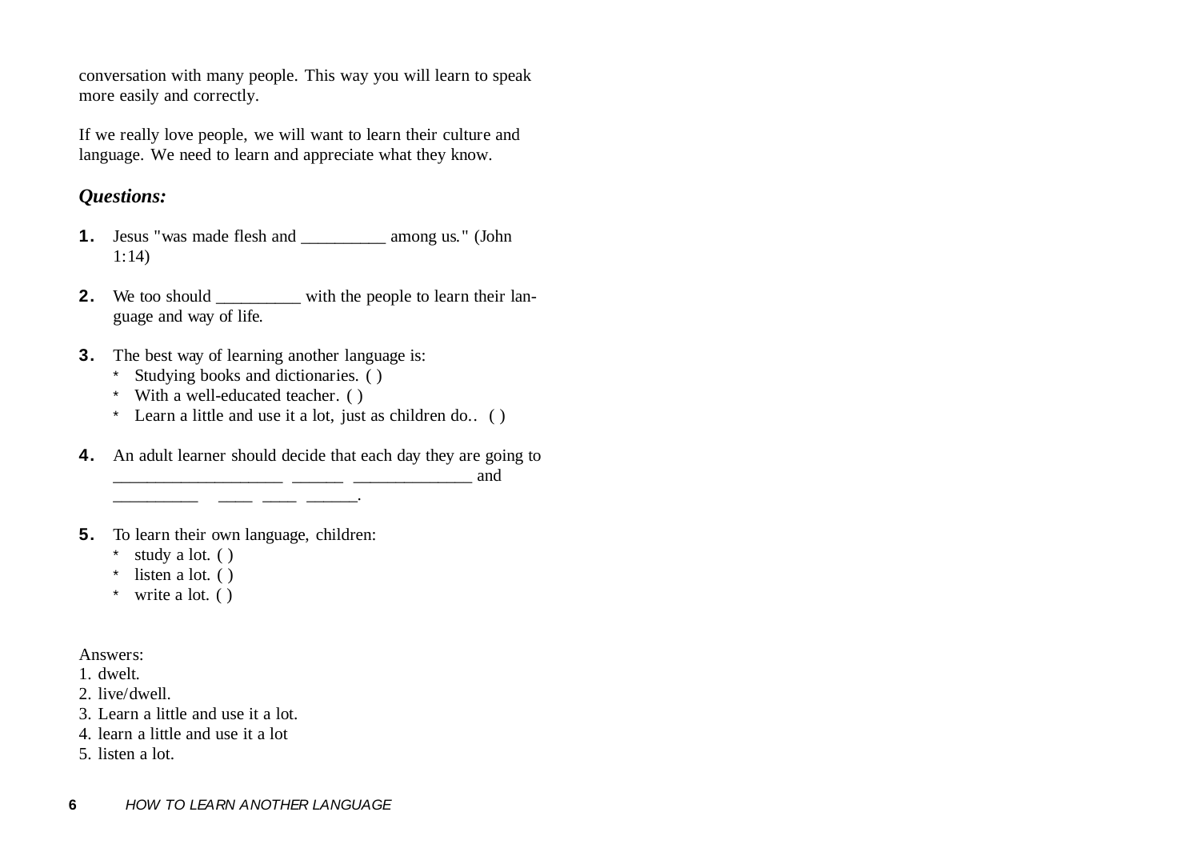conversation with many people. This way you will learn to speak more easily and correctly.

If we really love people, we will want to learn their culture and language. We need to learn and appreciate what they know.

### *Questions:*

**1.** Jesus "was made flesh and __________ among us." (John 1:14)

**2.** We too should __________ with the people to learn their language and way of life.

**3.** The best way of learning another language is:
   * Studying books and dictionaries. ( )
   * With a well-educated teacher. ( )
   * Learn a little and use it a lot, just as children do.. ( )

**4.** An adult learner should decide that each day they are going to ___________________ ______ _____________ and _________ ____ ____ ______.

**5.** To learn their own language, children:
   * study a lot. ( )
   * listen a lot. ( )
   * write a lot. ( )

Answers:
1. dwelt.
2. live/dwell.
3. Learn a little and use it a lot.
4. learn a little and use it a lot
5. listen a lot.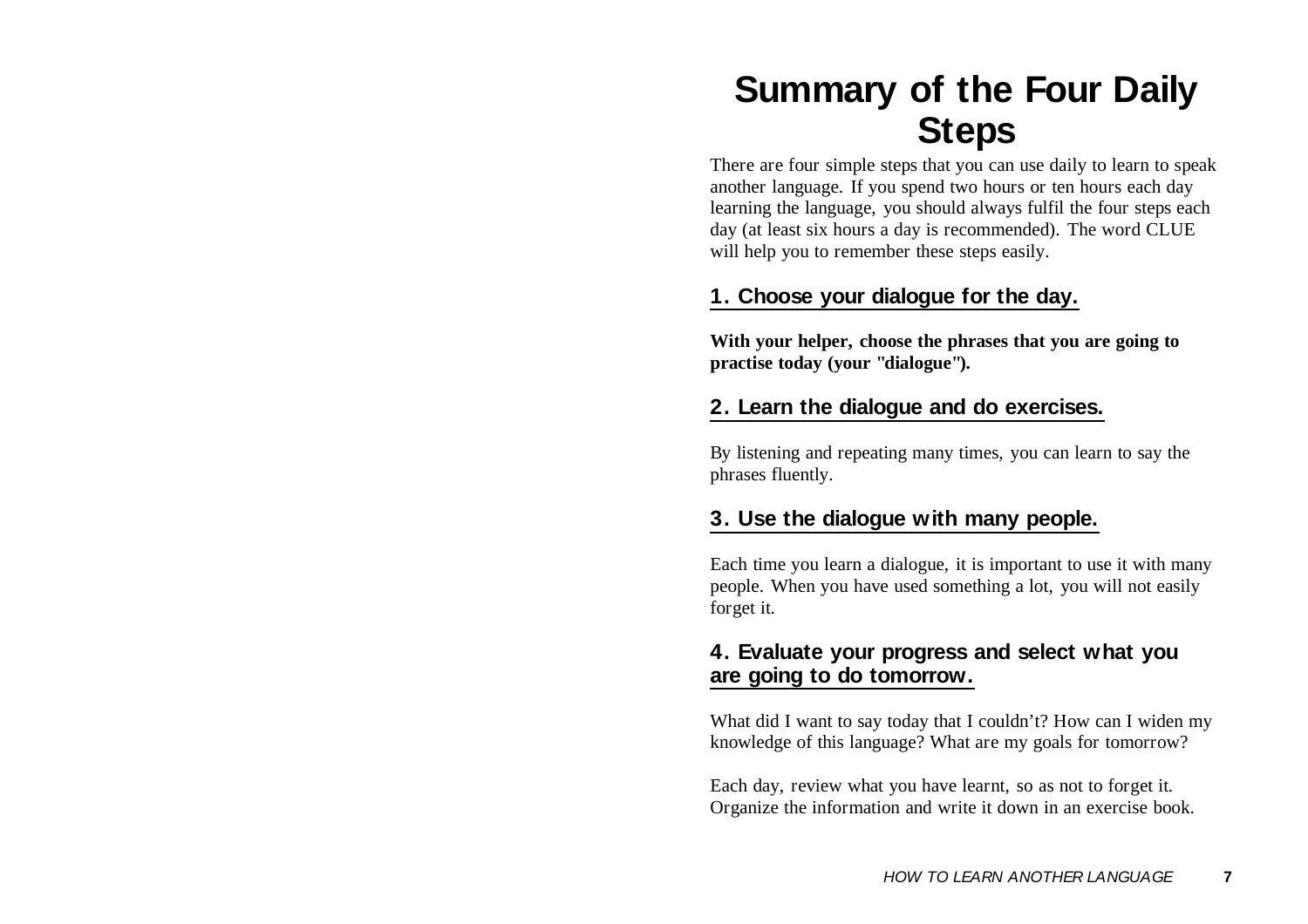# Summary of the Four Daily Steps

There are four simple steps that you can use daily to learn to speak another language. If you spend two hours or ten hours each day learning the language, you should always fulfil the four steps each day (at least six hours a day is recommended). The word CLUE will help you to remember these steps easily.

## 1. Choose your dialogue for the day.

**With your helper, choose the phrases that you are going to practise today (your "dialogue").**

## 2. Learn the dialogue and do exercises.

By listening and repeating many times, you can learn to say the phrases fluently.

## 3. Use the dialogue with many people.

Each time you learn a dialogue, it is important to use it with many people. When you have used something a lot, you will not easily forget it.

## 4. Evaluate your progress and select what you are going to do tomorrow.

What did I want to say today that I couldn't? How can I widen my knowledge of this language? What are my goals for tomorrow?

Each day, review what you have learnt, so as not to forget it. Organize the information and write it down in an exercise book.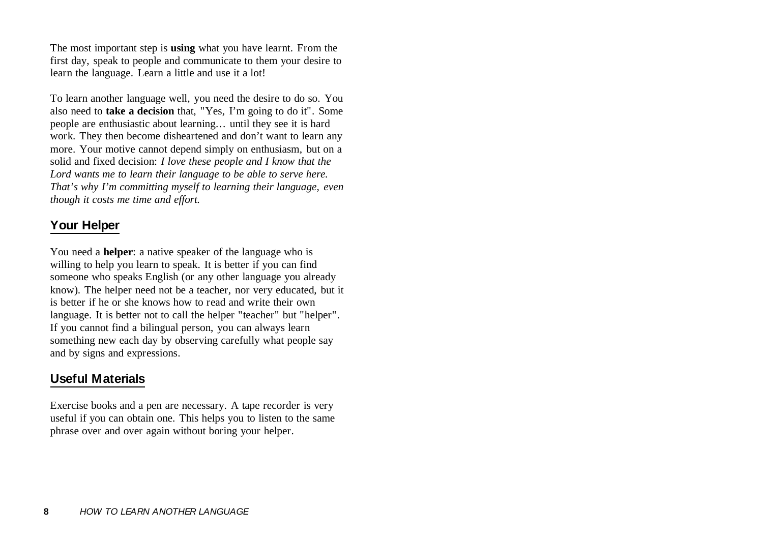The most important step is **using** what you have learnt. From the first day, speak to people and communicate to them your desire to learn the language. Learn a little and use it a lot!

To learn another language well, you need the desire to do so. You also need to **take a decision** that, "Yes, I'm going to do it". Some people are enthusiastic about learning… until they see it is hard work. They then become disheartened and don't want to learn any more. Your motive cannot depend simply on enthusiasm, but on a solid and fixed decision: *I love these people and I know that the Lord wants me to learn their language to be able to serve here. That's why I'm committing myself to learning their language, even though it costs me time and effort.*

## Your Helper

You need a **helper**: a native speaker of the language who is willing to help you learn to speak. It is better if you can find someone who speaks English (or any other language you already know). The helper need not be a teacher, nor very educated, but it is better if he or she knows how to read and write their own language. It is better not to call the helper "teacher" but "helper". If you cannot find a bilingual person, you can always learn something new each day by observing carefully what people say and by signs and expressions.

## Useful Materials

Exercise books and a pen are necessary. A tape recorder is very useful if you can obtain one. This helps you to listen to the same phrase over and over again without boring your helper.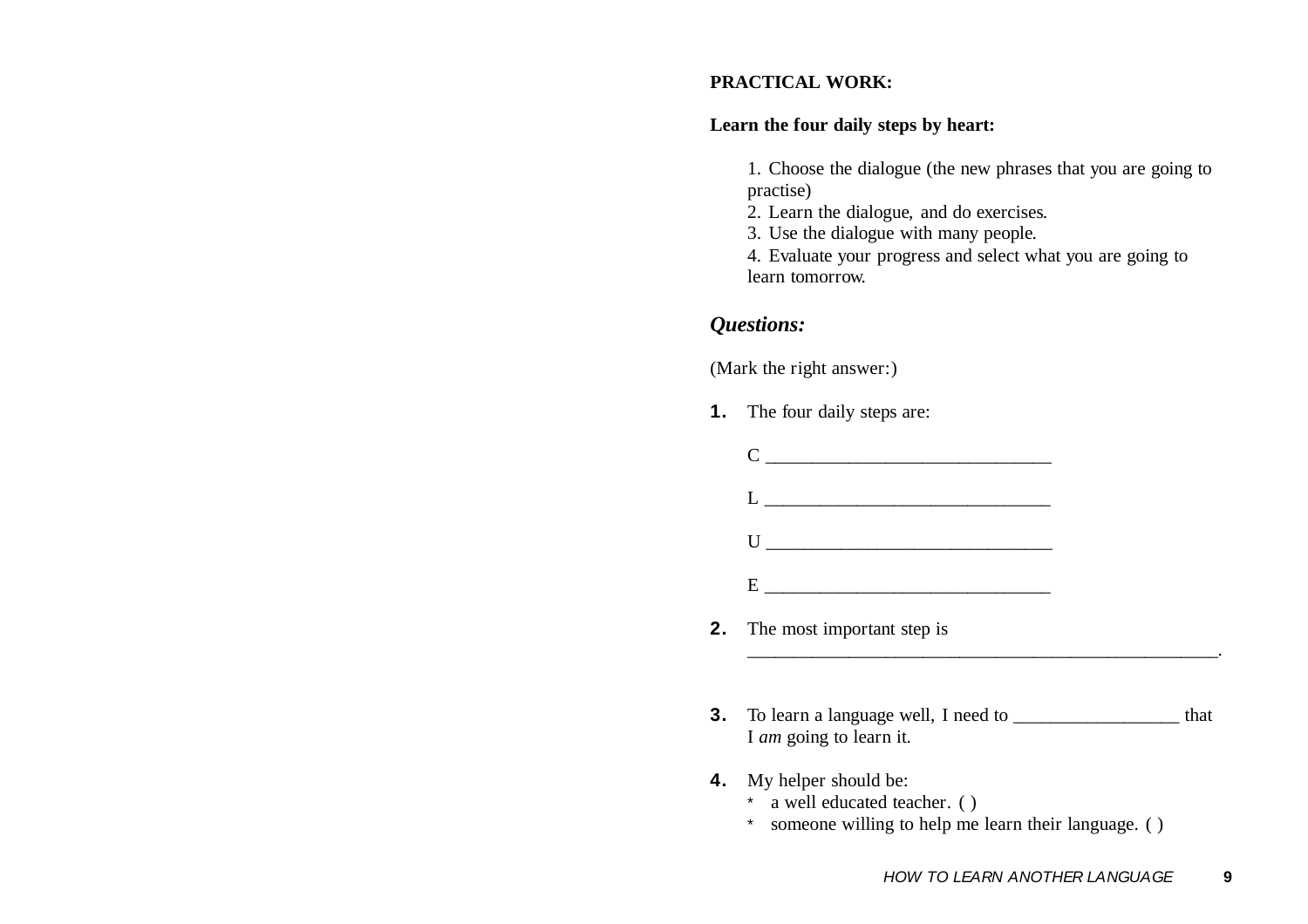**PRACTICAL WORK:**

**Learn the four daily steps by heart:**

1. Choose the dialogue (the new phrases that you are going to practise)
2. Learn the dialogue, and do exercises.
3. Use the dialogue with many people.
4. Evaluate your progress and select what you are going to learn tomorrow.

***Questions:***

(Mark the right answer:)

**1.** The four daily steps are:

C ______________________________

L ______________________________

U ______________________________

E ______________________________

**2.** The most important step is __________________________________________________.

**3.** To learn a language well, I need to _________________ that I *am* going to learn it.

**4.** My helper should be:
* a well educated teacher. ( )
* someone willing to help me learn their language. ( )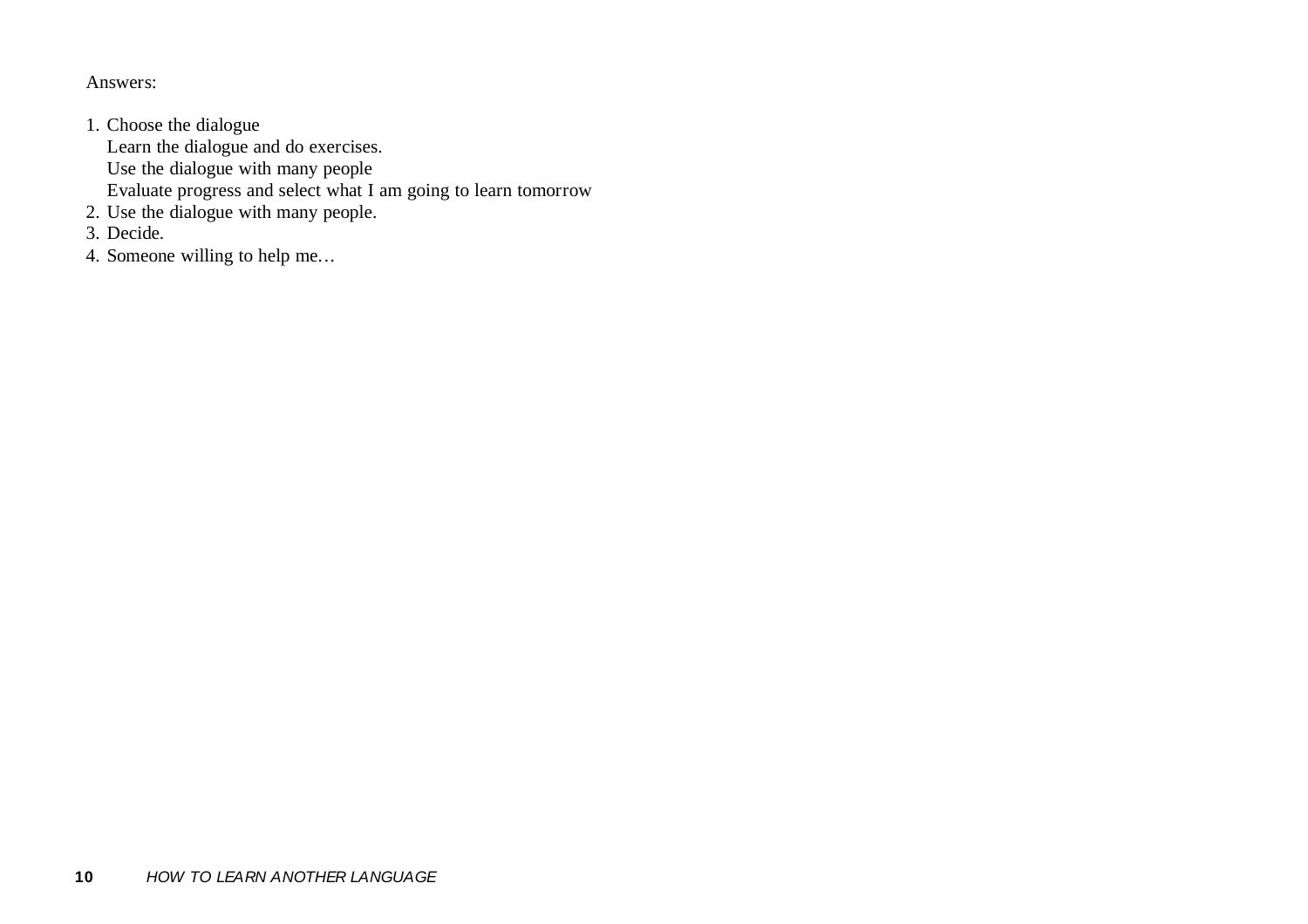Answers:

1. Choose the dialogue
   Learn the dialogue and do exercises.
   Use the dialogue with many people
   Evaluate progress and select what I am going to learn tomorrow
2. Use the dialogue with many people.
3. Decide.
4. Someone willing to help me…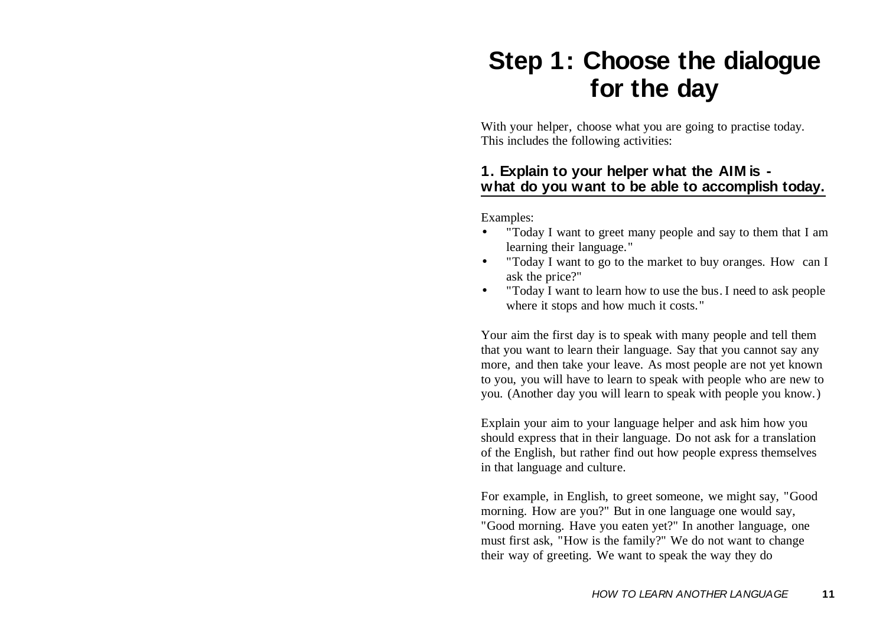# Step 1: Choose the dialogue for the day

With your helper, choose what you are going to practise today. This includes the following activities:

### 1. Explain to your helper what the AIM is - what do you want to be able to accomplish today.

Examples:

- "Today I want to greet many people and say to them that I am learning their language."
- "Today I want to go to the market to buy oranges. How can I ask the price?"
- "Today I want to learn how to use the bus. I need to ask people where it stops and how much it costs."

Your aim the first day is to speak with many people and tell them that you want to learn their language. Say that you cannot say any more, and then take your leave. As most people are not yet known to you, you will have to learn to speak with people who are new to you. (Another day you will learn to speak with people you know.)

Explain your aim to your language helper and ask him how you should express that in their language. Do not ask for a translation of the English, but rather find out how people express themselves in that language and culture.

For example, in English, to greet someone, we might say, "Good morning. How are you?" But in one language one would say, "Good morning. Have you eaten yet?" In another language, one must first ask, "How is the family?" We do not want to change their way of greeting. We want to speak the way they do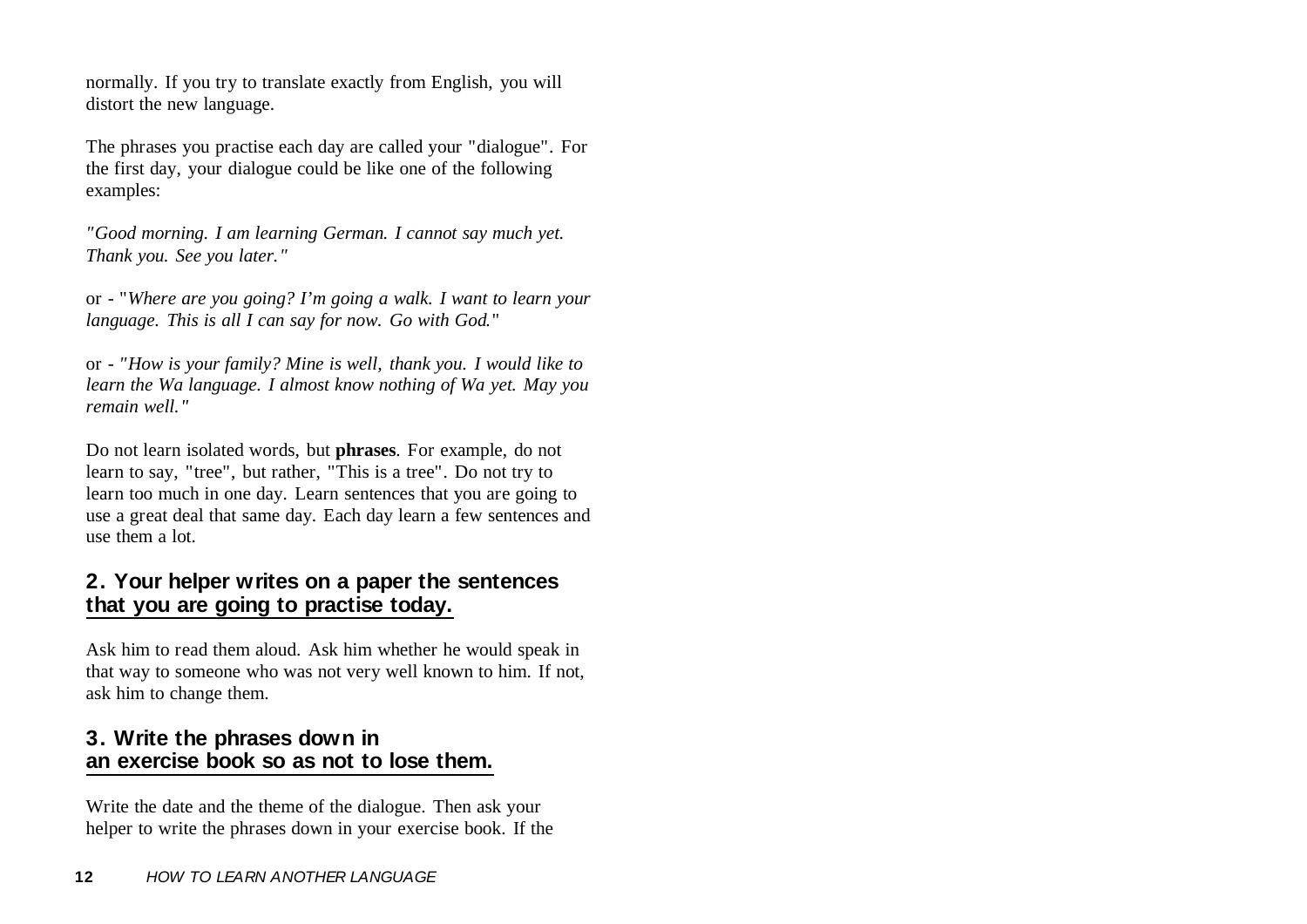normally. If you try to translate exactly from English, you will distort the new language.

The phrases you practise each day are called your "dialogue". For the first day, your dialogue could be like one of the following examples:

*"Good morning. I am learning German. I cannot say much yet. Thank you. See you later."*

or - "*Where are you going? I'm going a walk. I want to learn your language. This is all I can say for now. Go with God.*"

or - *"How is your family? Mine is well, thank you. I would like to learn the Wa language. I almost know nothing of Wa yet. May you remain well."*

Do not learn isolated words, but **phrases**. For example, do not learn to say, "tree", but rather, "This is a tree". Do not try to learn too much in one day. Learn sentences that you are going to use a great deal that same day. Each day learn a few sentences and use them a lot.

## 2. Your helper writes on a paper the sentences that you are going to practise today.

Ask him to read them aloud. Ask him whether he would speak in that way to someone who was not very well known to him. If not, ask him to change them.

## 3. Write the phrases down in an exercise book so as not to lose them.

Write the date and the theme of the dialogue. Then ask your helper to write the phrases down in your exercise book. If the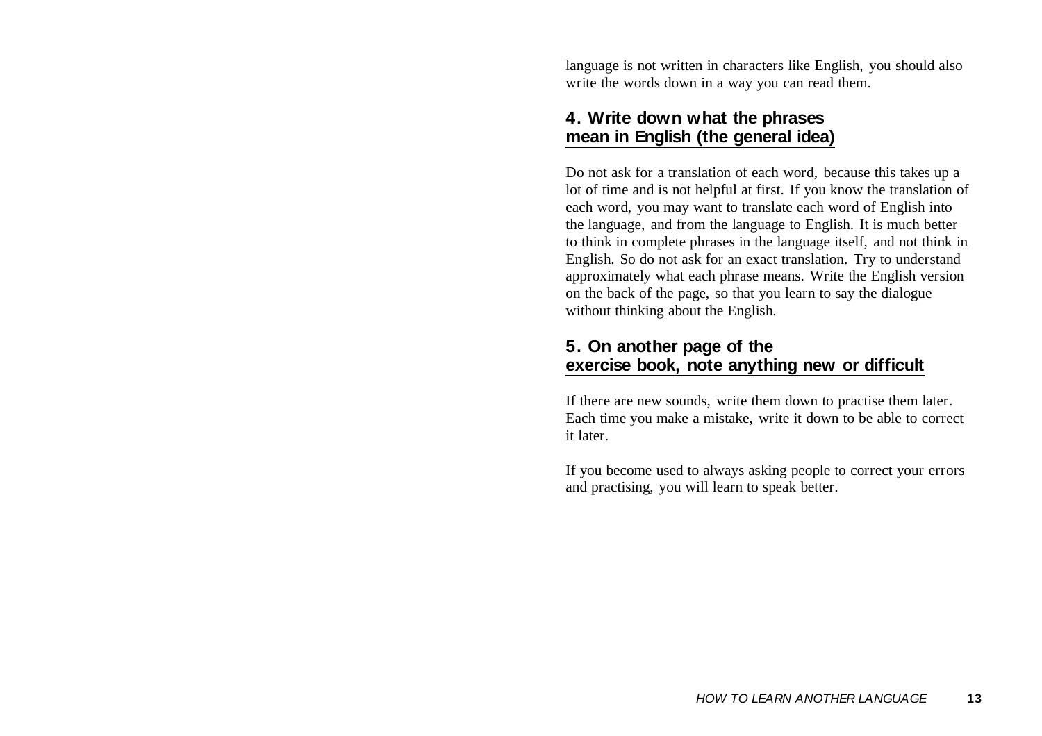language is not written in characters like English, you should also write the words down in a way you can read them.

## 4. Write down what the phrases mean in English (the general idea)

Do not ask for a translation of each word, because this takes up a lot of time and is not helpful at first. If you know the translation of each word, you may want to translate each word of English into the language, and from the language to English. It is much better to think in complete phrases in the language itself, and not think in English. So do not ask for an exact translation. Try to understand approximately what each phrase means. Write the English version on the back of the page, so that you learn to say the dialogue without thinking about the English.

## 5. On another page of the exercise book, note anything new or difficult

If there are new sounds, write them down to practise them later. Each time you make a mistake, write it down to be able to correct it later.

If you become used to always asking people to correct your errors and practising, you will learn to speak better.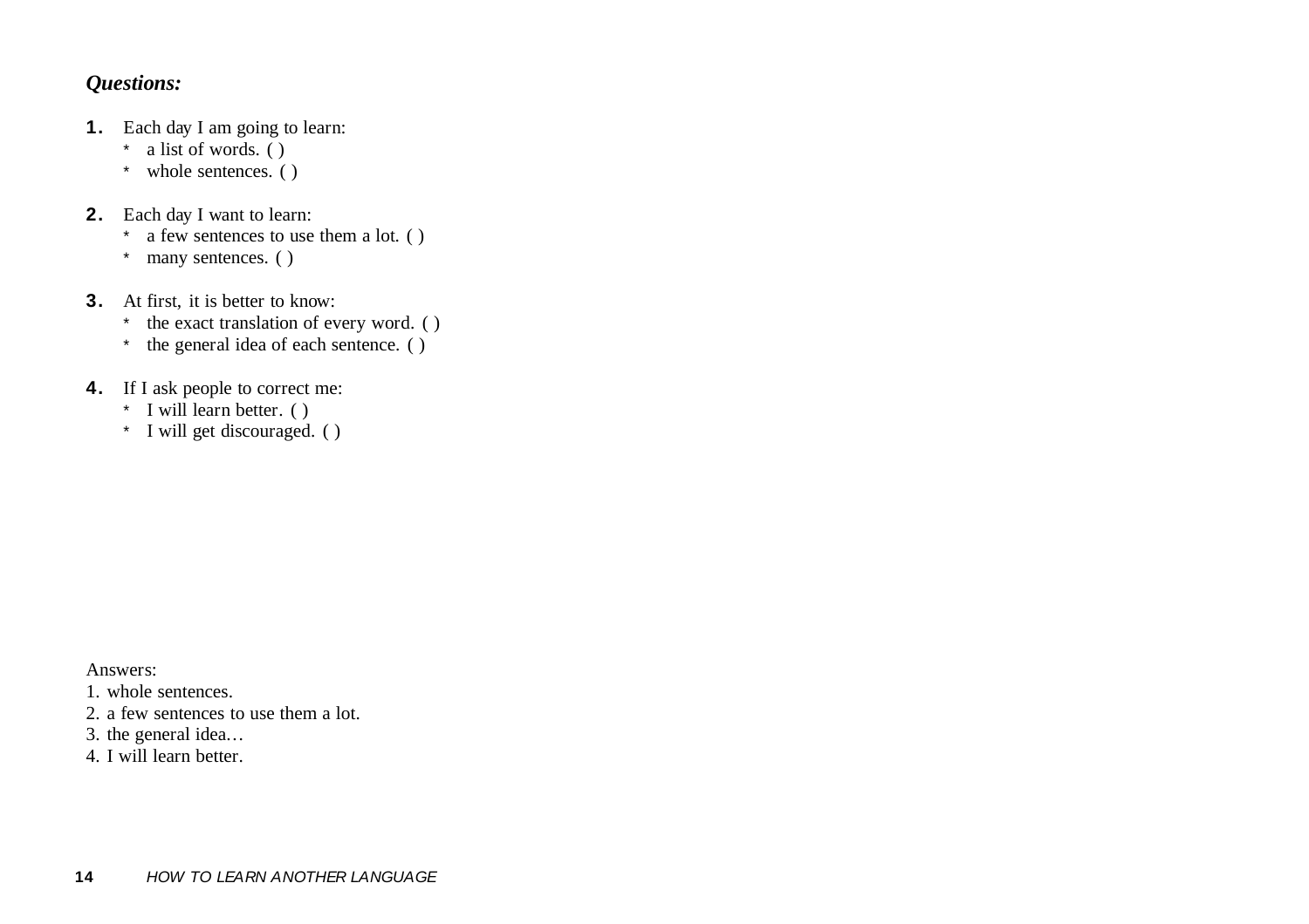***Questions:***

1. Each day I am going to learn:
   * a list of words. ( )
   * whole sentences. ( )

2. Each day I want to learn:
   * a few sentences to use them a lot. ( )
   * many sentences. ( )

3. At first, it is better to know:
   * the exact translation of every word. ( )
   * the general idea of each sentence. ( )

4. If I ask people to correct me:
   * I will learn better. ( )
   * I will get discouraged. ( )

Answers:
1. whole sentences.
2. a few sentences to use them a lot.
3. the general idea…
4. I will learn better.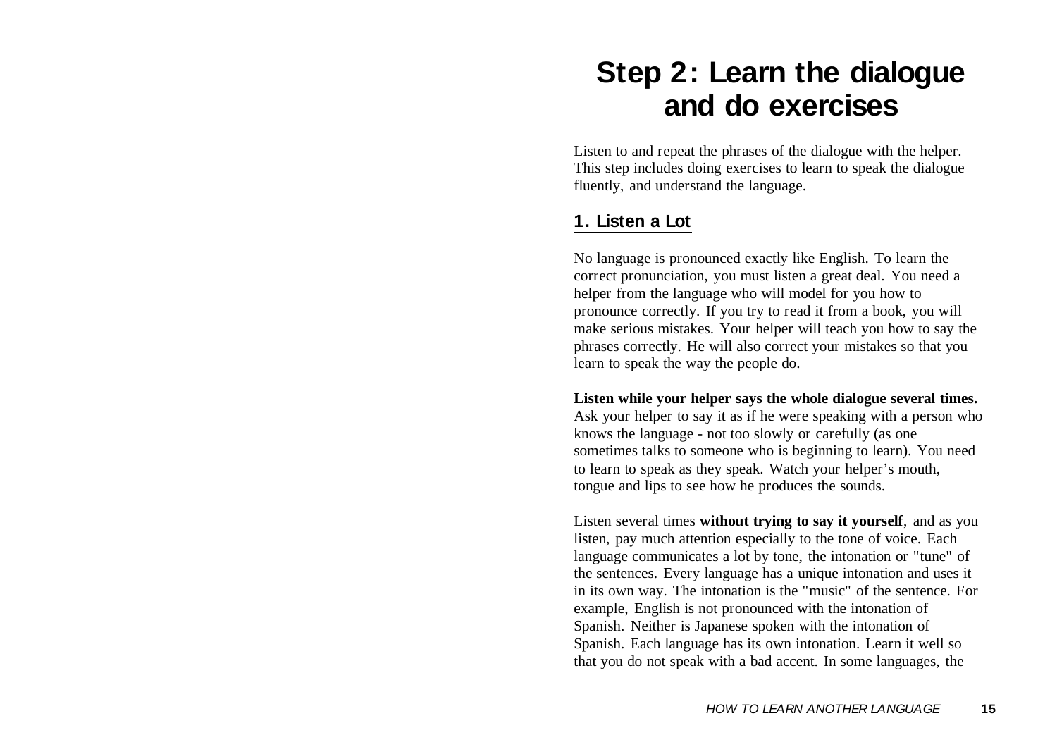# Step 2: Learn the dialogue and do exercises

Listen to and repeat the phrases of the dialogue with the helper. This step includes doing exercises to learn to speak the dialogue fluently, and understand the language.

## 1. Listen a Lot

No language is pronounced exactly like English. To learn the correct pronunciation, you must listen a great deal. You need a helper from the language who will model for you how to pronounce correctly. If you try to read it from a book, you will make serious mistakes. Your helper will teach you how to say the phrases correctly. He will also correct your mistakes so that you learn to speak the way the people do.

**Listen while your helper says the whole dialogue several times.** Ask your helper to say it as if he were speaking with a person who knows the language - not too slowly or carefully (as one sometimes talks to someone who is beginning to learn). You need to learn to speak as they speak. Watch your helper's mouth, tongue and lips to see how he produces the sounds.

Listen several times **without trying to say it yourself**, and as you listen, pay much attention especially to the tone of voice. Each language communicates a lot by tone, the intonation or "tune" of the sentences. Every language has a unique intonation and uses it in its own way. The intonation is the "music" of the sentence. For example, English is not pronounced with the intonation of Spanish. Neither is Japanese spoken with the intonation of Spanish. Each language has its own intonation. Learn it well so that you do not speak with a bad accent. In some languages, the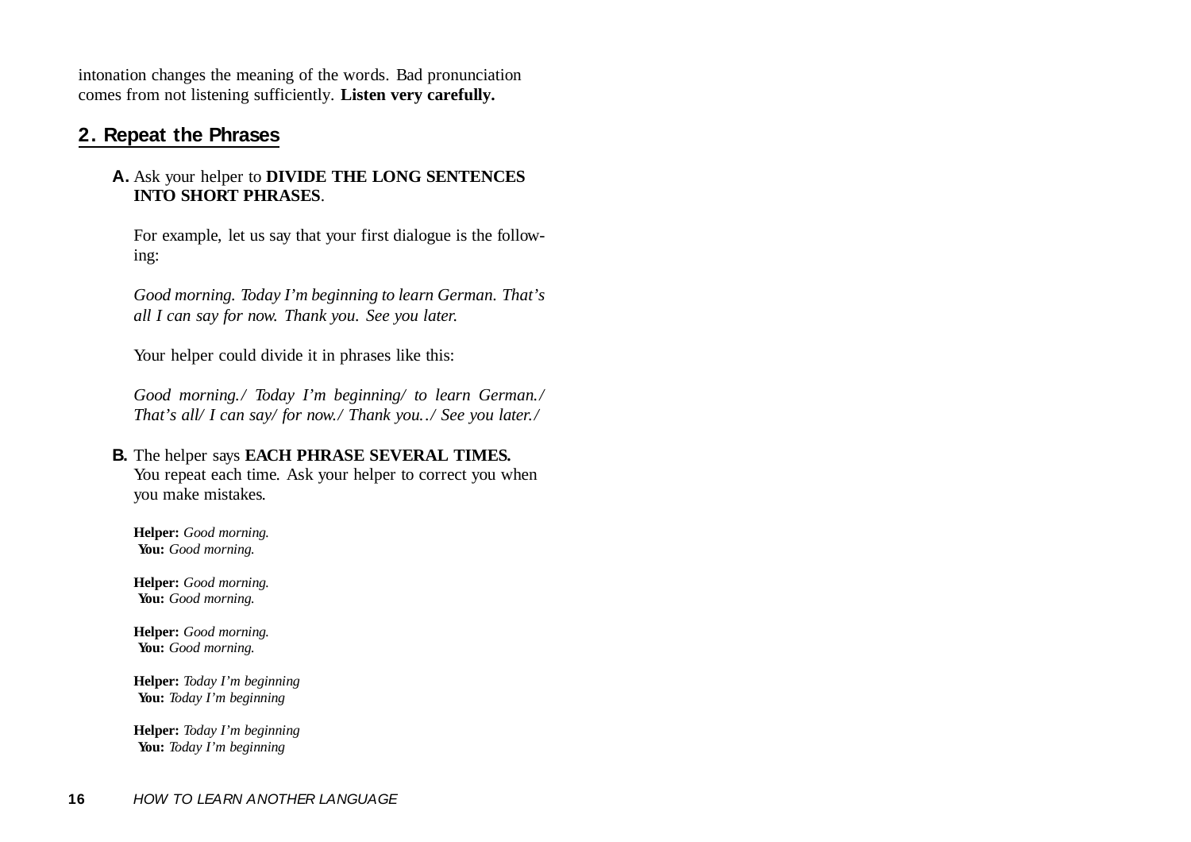intonation changes the meaning of the words. Bad pronunciation comes from not listening sufficiently. **Listen very carefully.**

## 2. Repeat the Phrases

**A.** Ask your helper to **DIVIDE THE LONG SENTENCES INTO SHORT PHRASES**.

For example, let us say that your first dialogue is the following:

*Good morning. Today I'm beginning to learn German. That's all I can say for now. Thank you. See you later.*

Your helper could divide it in phrases like this:

*Good morning./ Today I'm beginning/ to learn German./ That's all/ I can say/ for now./ Thank you../ See you later./*

**B.** The helper says **EACH PHRASE SEVERAL TIMES.** You repeat each time. Ask your helper to correct you when you make mistakes.

**Helper:** *Good morning.*
**You:** *Good morning.*

**Helper:** *Good morning.*
**You:** *Good morning.*

**Helper:** *Good morning.*
**You:** *Good morning.*

**Helper:** *Today I'm beginning*
**You:** *Today I'm beginning*

**Helper:** *Today I'm beginning*
**You:** *Today I'm beginning*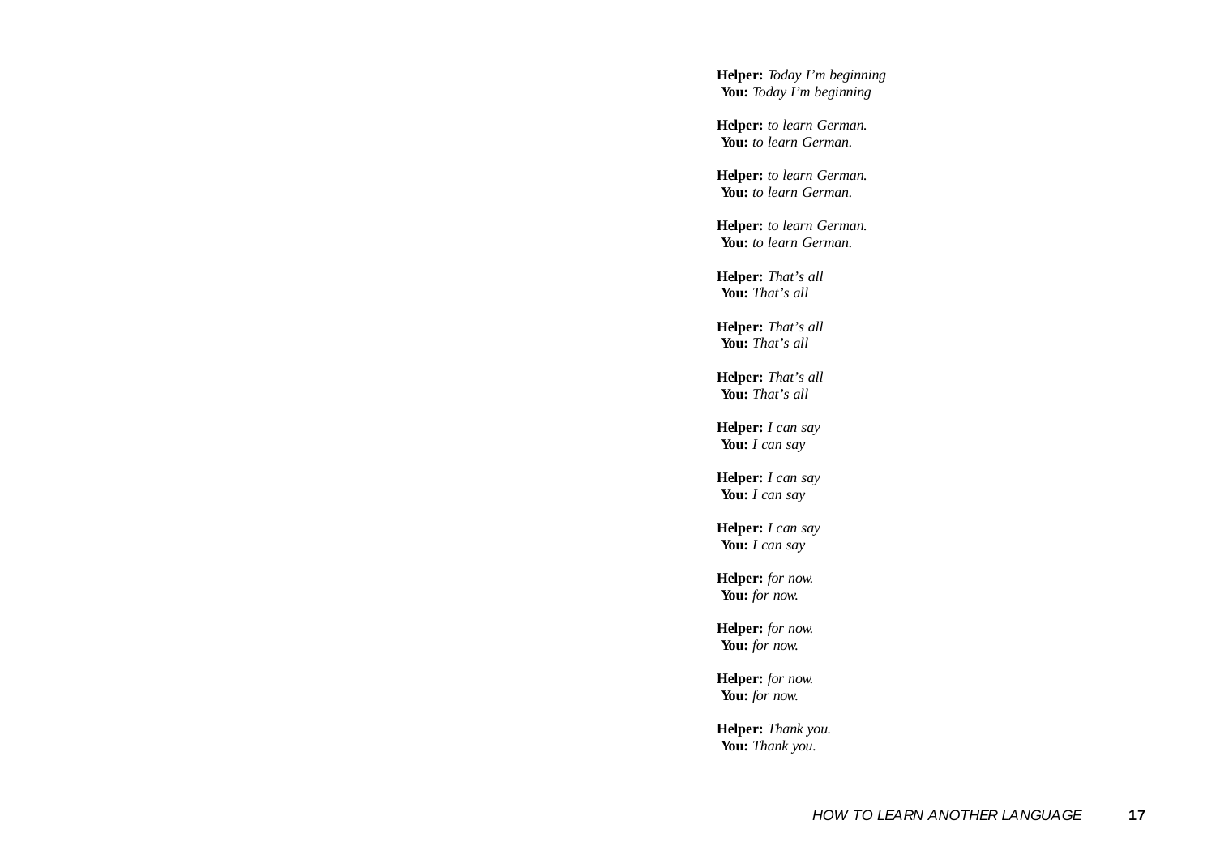**Helper:** *Today I'm beginning*
**You:** *Today I'm beginning*

**Helper:** *to learn German.*
**You:** *to learn German.*

**Helper:** *to learn German.*
**You:** *to learn German.*

**Helper:** *to learn German.*
**You:** *to learn German.*

**Helper:** *That's all*
**You:** *That's all*

**Helper:** *That's all*
**You:** *That's all*

**Helper:** *That's all*
**You:** *That's all*

**Helper:** *I can say*
**You:** *I can say*

**Helper:** *I can say*
**You:** *I can say*

**Helper:** *I can say*
**You:** *I can say*

**Helper:** *for now.*
**You:** *for now.*

**Helper:** *for now.*
**You:** *for now.*

**Helper:** *for now.*
**You:** *for now.*

**Helper:** *Thank you.*
**You:** *Thank you.*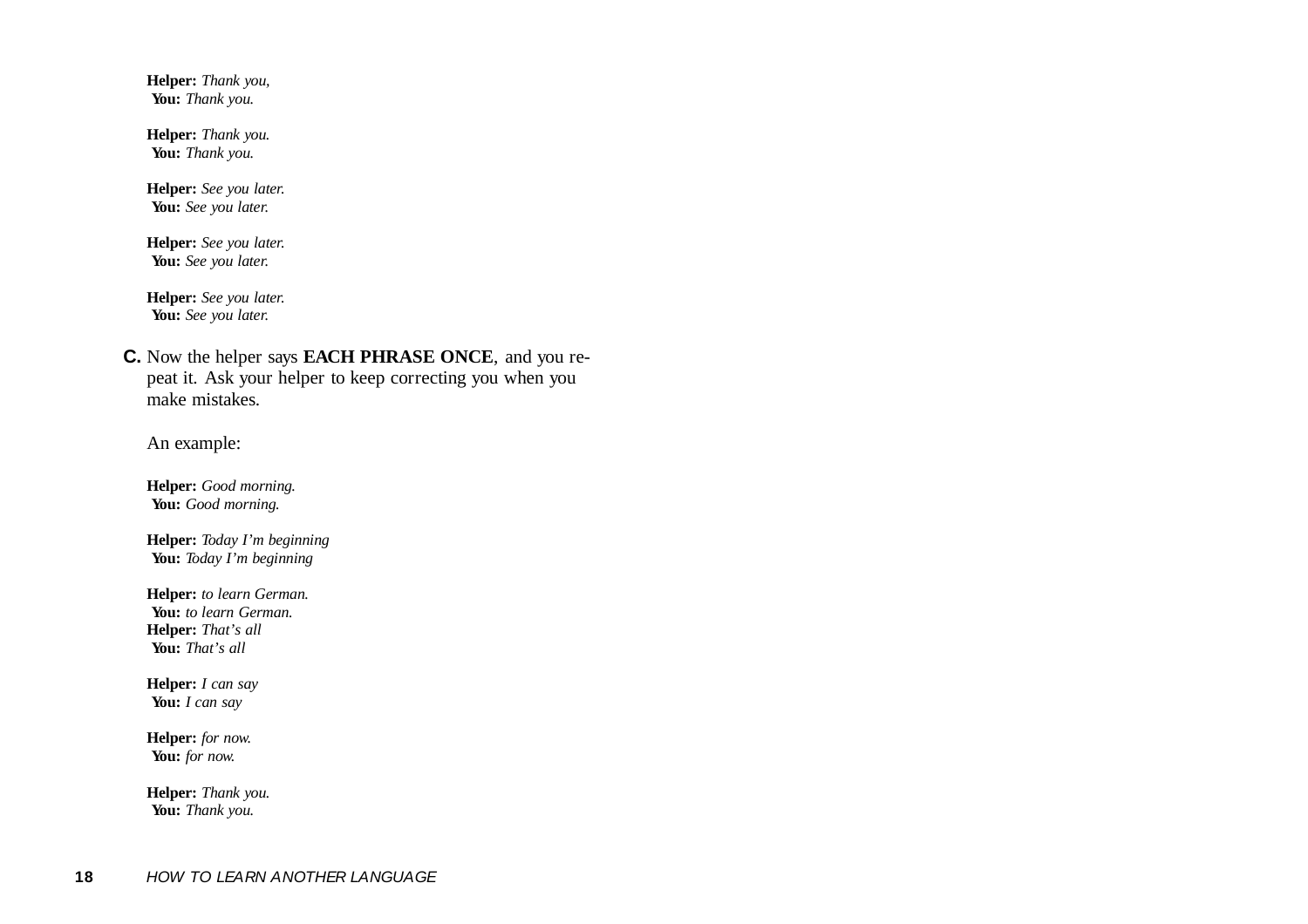**Helper:** *Thank you,*
**You:** *Thank you.*

**Helper:** *Thank you.*
**You:** *Thank you.*

**Helper:** *See you later.*
**You:** *See you later.*

**Helper:** *See you later.*
**You:** *See you later.*

**Helper:** *See you later.*
**You:** *See you later.*

**C.** Now the helper says **EACH PHRASE ONCE**, and you repeat it. Ask your helper to keep correcting you when you make mistakes.

An example:

**Helper:** *Good morning.*
**You:** *Good morning.*

**Helper:** *Today I'm beginning*
**You:** *Today I'm beginning*

**Helper:** *to learn German.*
**You:** *to learn German.*
**Helper:** *That's all*
**You:** *That's all*

**Helper:** *I can say*
**You:** *I can say*

**Helper:** *for now.*
**You:** *for now.*

**Helper:** *Thank you.*
**You:** *Thank you.*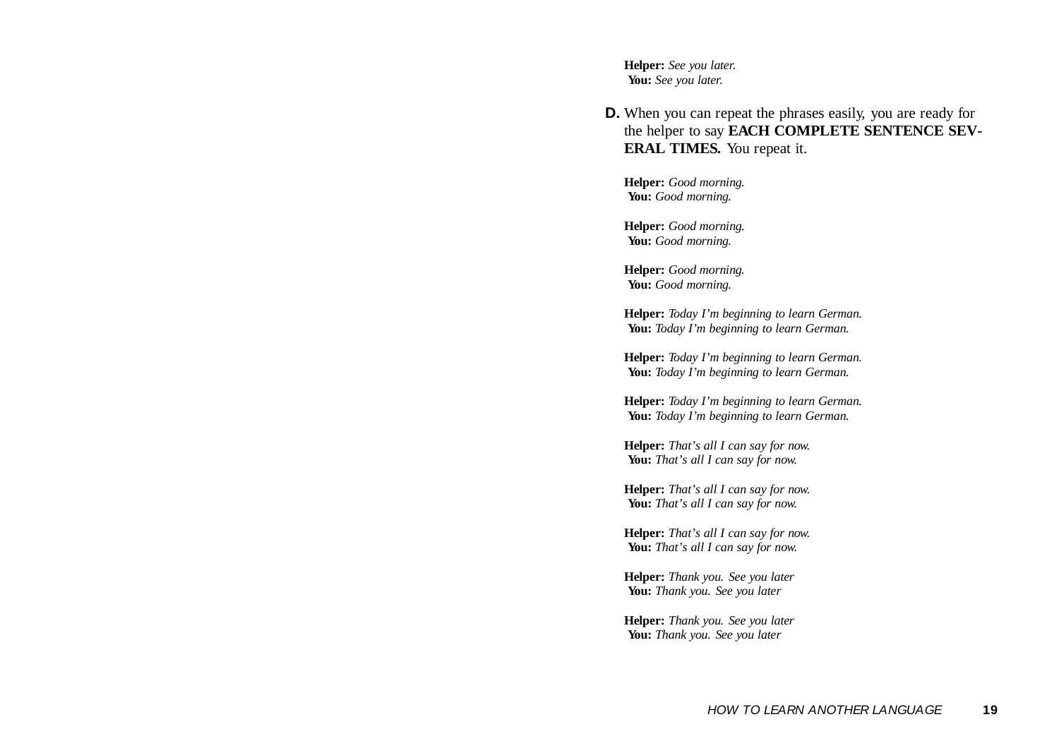**Helper:** *See you later.*
**You:** *See you later.*

**D.** When you can repeat the phrases easily, you are ready for the helper to say **EACH COMPLETE SENTENCE SEVERAL TIMES.** You repeat it.

**Helper:** *Good morning.*
**You:** *Good morning.*

**Helper:** *Good morning.*
**You:** *Good morning.*

**Helper:** *Good morning.*
**You:** *Good morning.*

**Helper:** *Today I'm beginning to learn German.*
**You:** *Today I'm beginning to learn German.*

**Helper:** *Today I'm beginning to learn German.*
**You:** *Today I'm beginning to learn German.*

**Helper:** *Today I'm beginning to learn German.*
**You:** *Today I'm beginning to learn German.*

**Helper:** *That's all I can say for now.*
**You:** *That's all I can say for now.*

**Helper:** *That's all I can say for now.*
**You:** *That's all I can say for now.*

**Helper:** *That's all I can say for now.*
**You:** *That's all I can say for now.*

**Helper:** *Thank you. See you later*
**You:** *Thank you. See you later*

**Helper:** *Thank you. See you later*
**You:** *Thank you. See you later*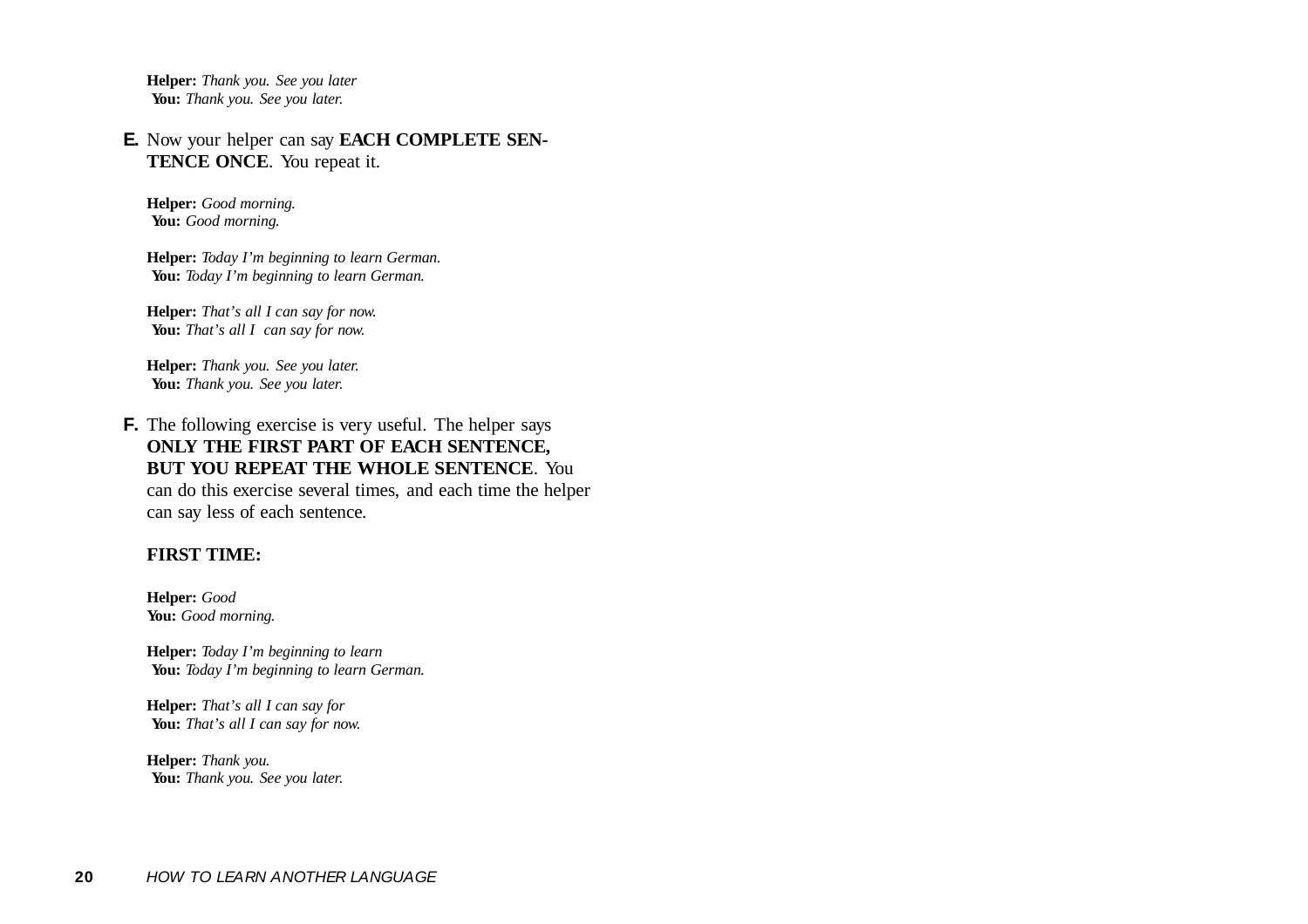**Helper:** *Thank you. See you later*
**You:** *Thank you. See you later.*

**E.** Now your helper can say **EACH COMPLETE SENTENCE ONCE**. You repeat it.

**Helper:** *Good morning.*
**You:** *Good morning.*

**Helper:** *Today I'm beginning to learn German.*
**You:** *Today I'm beginning to learn German.*

**Helper:** *That's all I can say for now.*
**You:** *That's all I can say for now.*

**Helper:** *Thank you. See you later.*
**You:** *Thank you. See you later.*

**F.** The following exercise is very useful. The helper says **ONLY THE FIRST PART OF EACH SENTENCE, BUT YOU REPEAT THE WHOLE SENTENCE**. You can do this exercise several times, and each time the helper can say less of each sentence.

**FIRST TIME:**

**Helper:** *Good*
**You:** *Good morning.*

**Helper:** *Today I'm beginning to learn*
**You:** *Today I'm beginning to learn German.*

**Helper:** *That's all I can say for*
**You:** *That's all I can say for now.*

**Helper:** *Thank you.*
**You:** *Thank you. See you later.*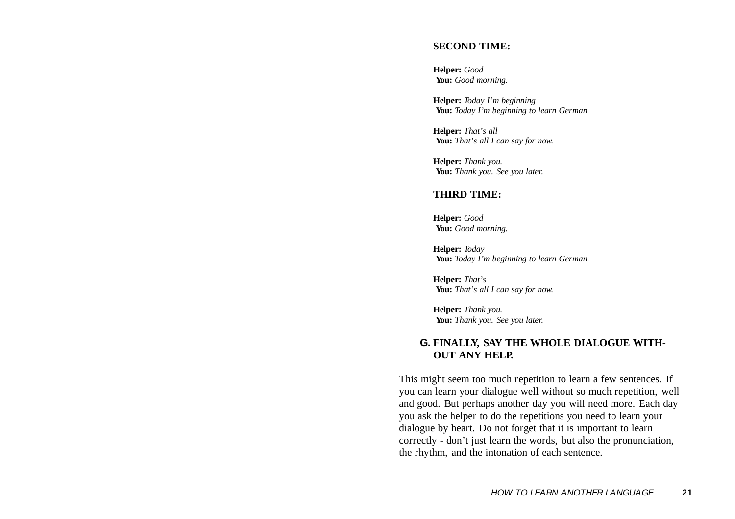**SECOND TIME:**

**Helper:** *Good*
**You:** *Good morning.*

**Helper:** *Today I'm beginning*
**You:** *Today I'm beginning to learn German.*

**Helper:** *That's all*
**You:** *That's all I can say for now.*

**Helper:** *Thank you.*
**You:** *Thank you. See you later.*

**THIRD TIME:**

**Helper:** *Good*
**You:** *Good morning.*

**Helper:** *Today*
**You:** *Today I'm beginning to learn German.*

**Helper:** *That's*
**You:** *That's all I can say for now.*

**Helper:** *Thank you.*
**You:** *Thank you. See you later.*

**G. FINALLY, SAY THE WHOLE DIALOGUE WITHOUT ANY HELP.**

This might seem too much repetition to learn a few sentences. If you can learn your dialogue well without so much repetition, well and good. But perhaps another day you will need more. Each day you ask the helper to do the repetitions you need to learn your dialogue by heart. Do not forget that it is important to learn correctly - don't just learn the words, but also the pronunciation, the rhythm, and the intonation of each sentence.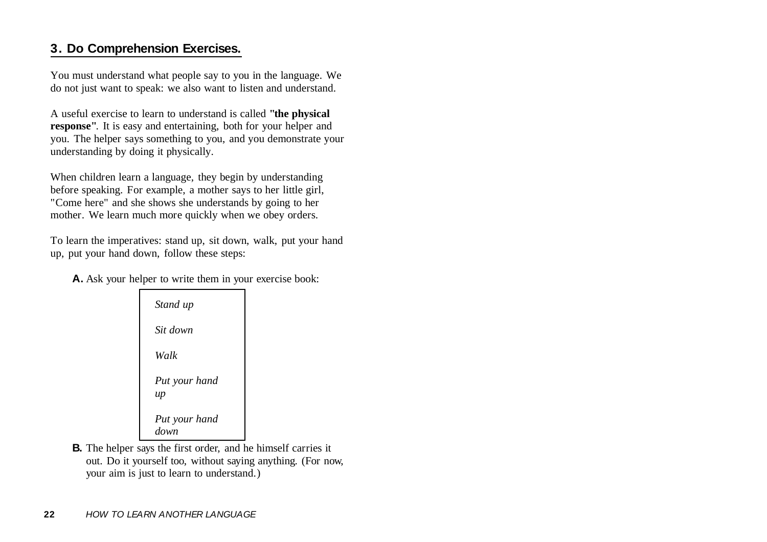## 3. Do Comprehension Exercises.

You must understand what people say to you in the language. We do not just want to speak: we also want to listen and understand.

A useful exercise to learn to understand is called **"the physical response"**. It is easy and entertaining, both for your helper and you. The helper says something to you, and you demonstrate your understanding by doing it physically.

When children learn a language, they begin by understanding before speaking. For example, a mother says to her little girl, "Come here" and she shows she understands by going to her mother. We learn much more quickly when we obey orders.

To learn the imperatives: stand up, sit down, walk, put your hand up, put your hand down, follow these steps:

**A.** Ask your helper to write them in your exercise book:

> *Stand up*
>
> *Sit down*
>
> *Walk*
>
> *Put your hand up*
>
> *Put your hand down*

**B.** The helper says the first order, and he himself carries it out. Do it yourself too, without saying anything. (For now, your aim is just to learn to understand.)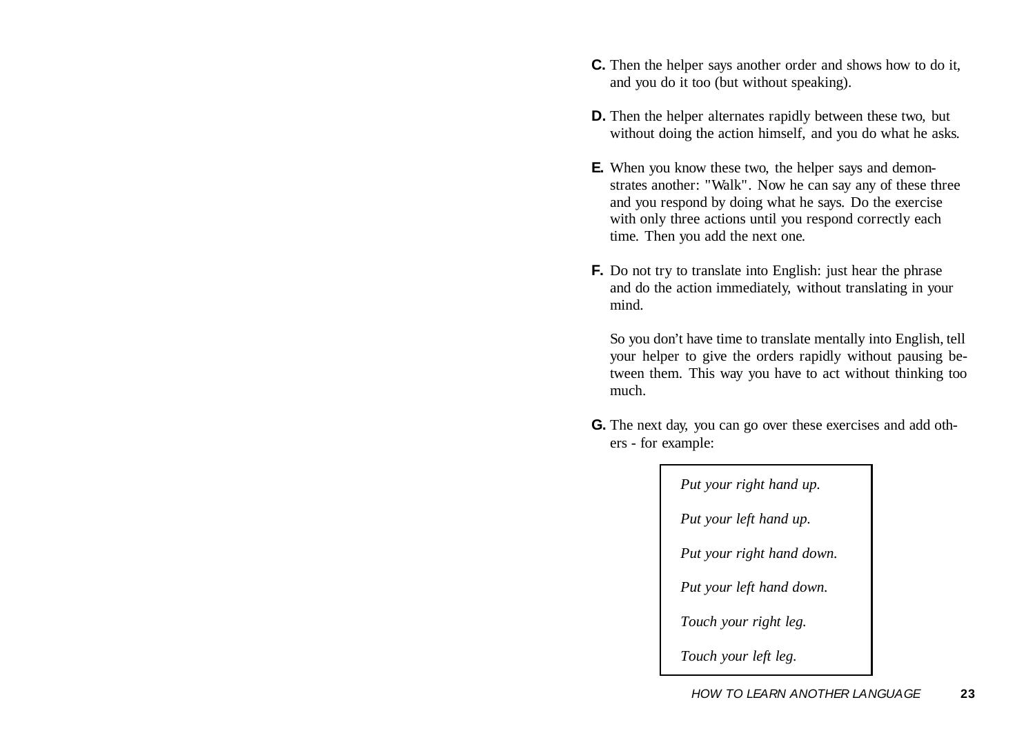**C.** Then the helper says another order and shows how to do it, and you do it too (but without speaking).

**D.** Then the helper alternates rapidly between these two, but without doing the action himself, and you do what he asks.

**E.** When you know these two, the helper says and demonstrates another: "Walk". Now he can say any of these three and you respond by doing what he says. Do the exercise with only three actions until you respond correctly each time. Then you add the next one.

**F.** Do not try to translate into English: just hear the phrase and do the action immediately, without translating in your mind.

So you don't have time to translate mentally into English, tell your helper to give the orders rapidly without pausing between them. This way you have to act without thinking too much.

**G.** The next day, you can go over these exercises and add others - for example:

> *Put your right hand up.*
>
> *Put your left hand up.*
>
> *Put your right hand down.*
>
> *Put your left hand down.*
>
> *Touch your right leg.*
>
> *Touch your left leg.*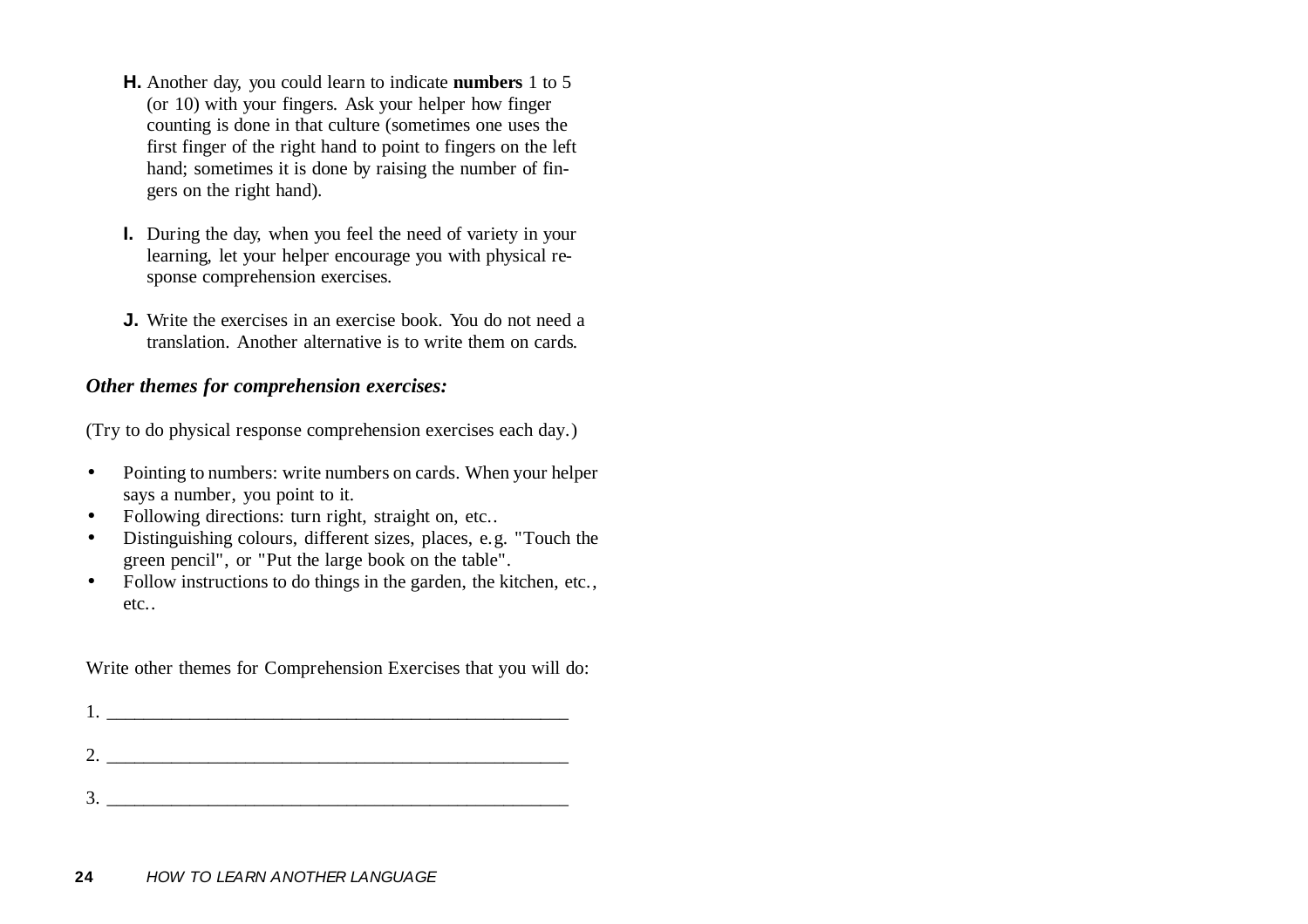**H.** Another day, you could learn to indicate **numbers** 1 to 5 (or 10) with your fingers. Ask your helper how finger counting is done in that culture (sometimes one uses the first finger of the right hand to point to fingers on the left hand; sometimes it is done by raising the number of fingers on the right hand).

**I.** During the day, when you feel the need of variety in your learning, let your helper encourage you with physical response comprehension exercises.

**J.** Write the exercises in an exercise book. You do not need a translation. Another alternative is to write them on cards.

***Other themes for comprehension exercises:***

(Try to do physical response comprehension exercises each day.)

- Pointing to numbers: write numbers on cards. When your helper says a number, you point to it.
- Following directions: turn right, straight on, etc..
- Distinguishing colours, different sizes, places, e.g. "Touch the green pencil", or "Put the large book on the table".
- Follow instructions to do things in the garden, the kitchen, etc., etc..

Write other themes for Comprehension Exercises that you will do:

1. ________________________________________________

2. ________________________________________________

3. ________________________________________________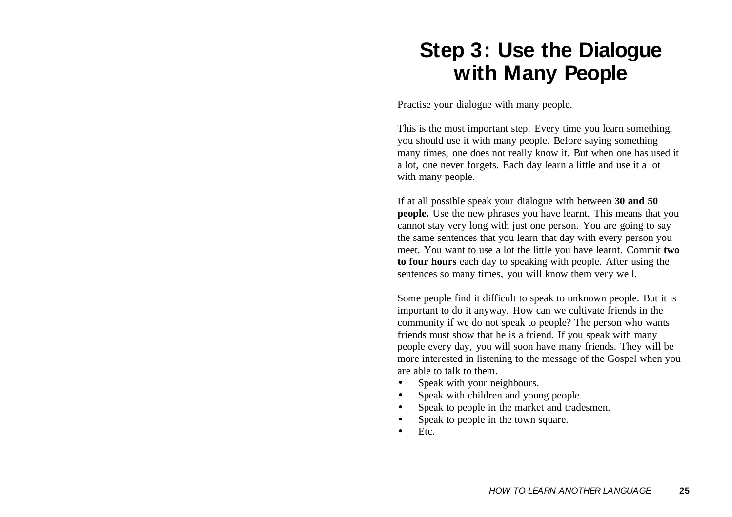# Step 3: Use the Dialogue with Many People

Practise your dialogue with many people.

This is the most important step. Every time you learn something, you should use it with many people. Before saying something many times, one does not really know it. But when one has used it a lot, one never forgets. Each day learn a little and use it a lot with many people.

If at all possible speak your dialogue with between **30 and 50 people.** Use the new phrases you have learnt. This means that you cannot stay very long with just one person. You are going to say the same sentences that you learn that day with every person you meet. You want to use a lot the little you have learnt. Commit **two to four hours** each day to speaking with people. After using the sentences so many times, you will know them very well.

Some people find it difficult to speak to unknown people. But it is important to do it anyway. How can we cultivate friends in the community if we do not speak to people? The person who wants friends must show that he is a friend. If you speak with many people every day, you will soon have many friends. They will be more interested in listening to the message of the Gospel when you are able to talk to them.

- Speak with your neighbours.
- Speak with children and young people.
- Speak to people in the market and tradesmen.
- Speak to people in the town square.
- Etc.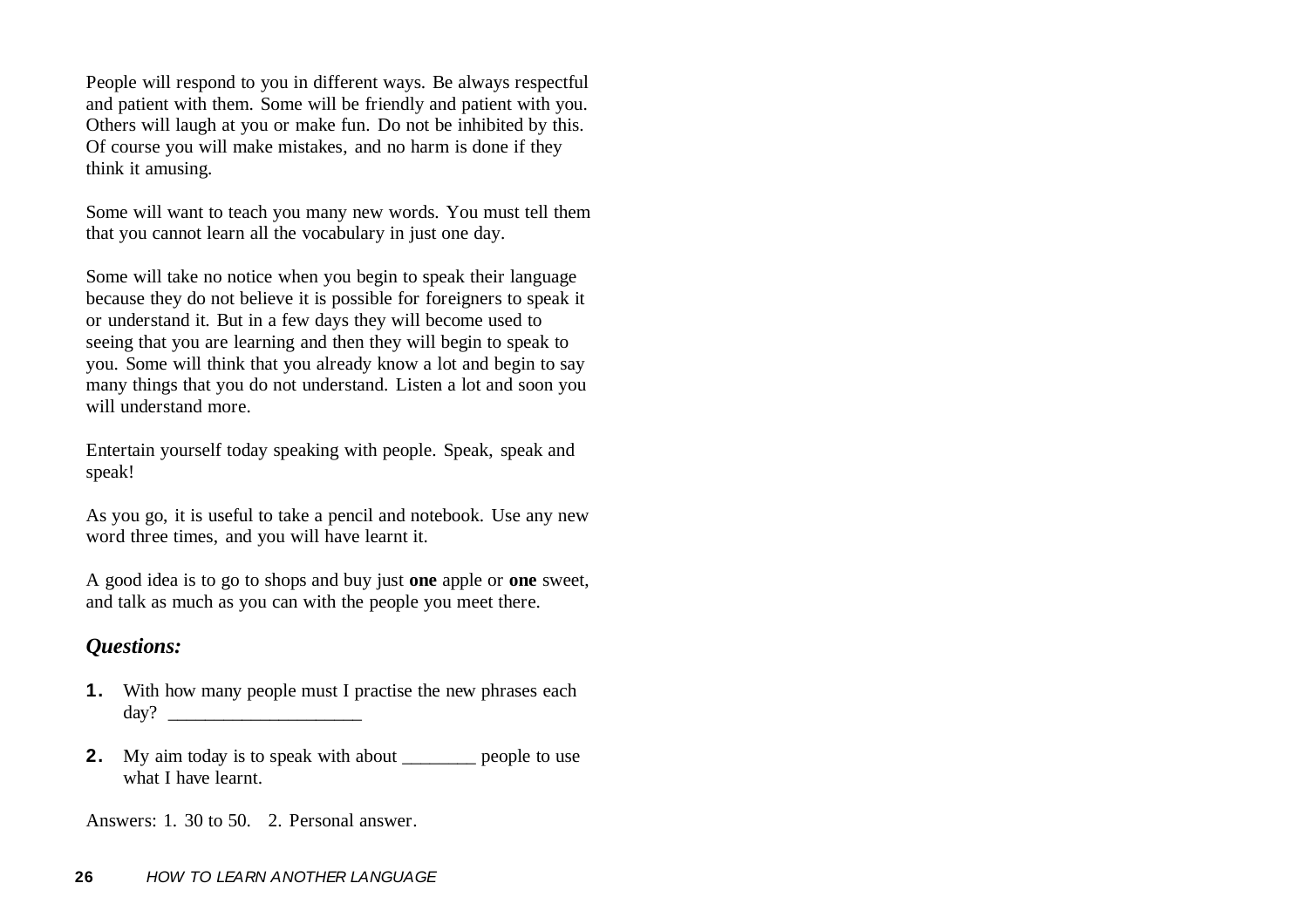People will respond to you in different ways. Be always respectful and patient with them. Some will be friendly and patient with you. Others will laugh at you or make fun. Do not be inhibited by this. Of course you will make mistakes, and no harm is done if they think it amusing.

Some will want to teach you many new words. You must tell them that you cannot learn all the vocabulary in just one day.

Some will take no notice when you begin to speak their language because they do not believe it is possible for foreigners to speak it or understand it. But in a few days they will become used to seeing that you are learning and then they will begin to speak to you. Some will think that you already know a lot and begin to say many things that you do not understand. Listen a lot and soon you will understand more.

Entertain yourself today speaking with people. Speak, speak and speak!

As you go, it is useful to take a pencil and notebook. Use any new word three times, and you will have learnt it.

A good idea is to go to shops and buy just **one** apple or **one** sweet, and talk as much as you can with the people you meet there.

### *Questions:*

1. With how many people must I practise the new phrases each day? ____________________

2. My aim today is to speak with about ________ people to use what I have learnt.

Answers: 1. 30 to 50. 2. Personal answer.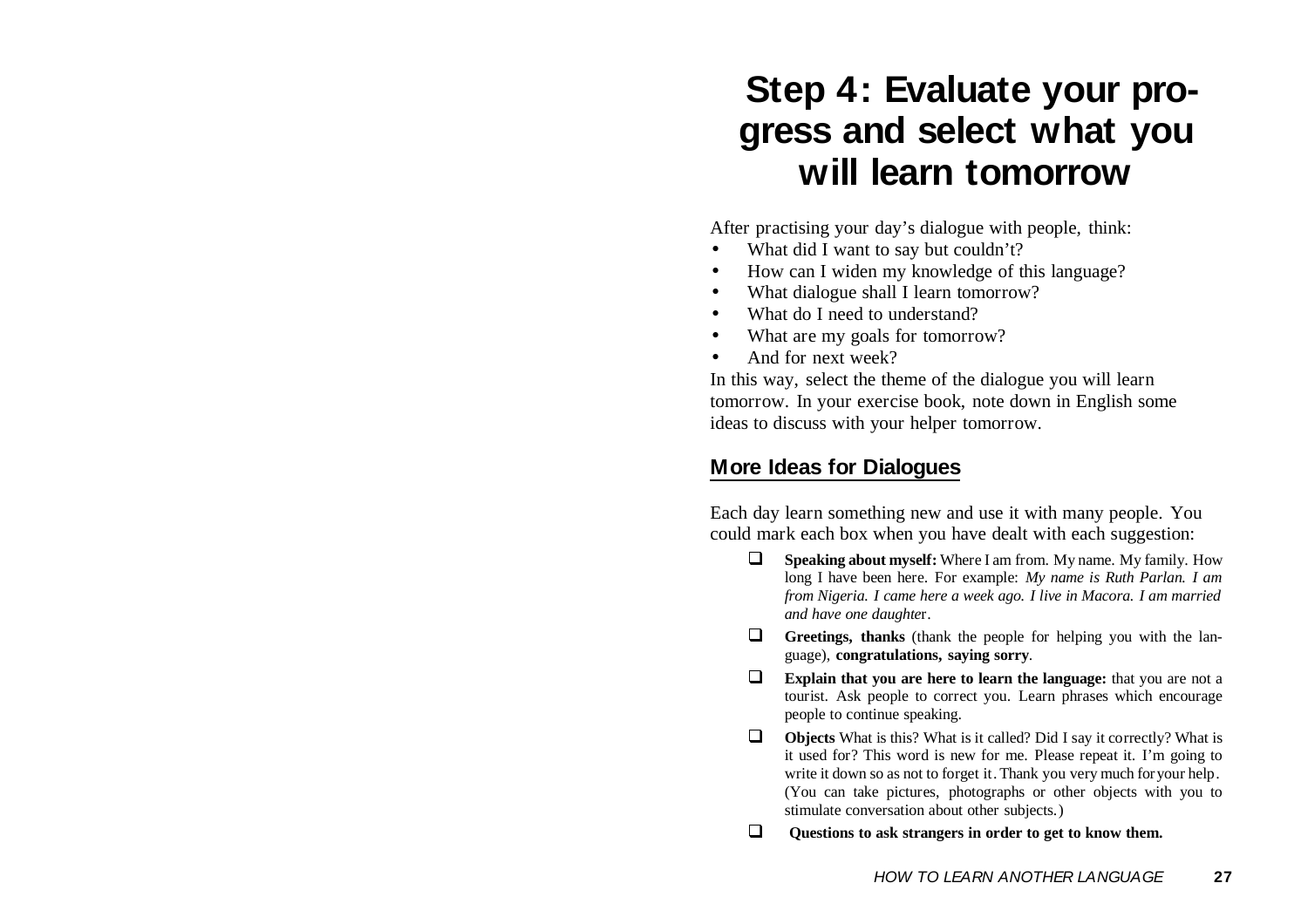# Step 4: Evaluate your progress and select what you will learn tomorrow

After practising your day's dialogue with people, think:

- What did I want to say but couldn't?
- How can I widen my knowledge of this language?
- What dialogue shall I learn tomorrow?
- What do I need to understand?
- What are my goals for tomorrow?
- And for next week?

In this way, select the theme of the dialogue you will learn tomorrow. In your exercise book, note down in English some ideas to discuss with your helper tomorrow.

## More Ideas for Dialogues

Each day learn something new and use it with many people. You could mark each box when you have dealt with each suggestion:

- ❑ **Speaking about myself:** Where I am from. My name. My family. How long I have been here. For example: *My name is Ruth Parlan. I am from Nigeria. I came here a week ago. I live in Macora. I am married and have one daughter*.
- ❑ **Greetings, thanks** (thank the people for helping you with the language), **congratulations, saying sorry**.
- ❑ **Explain that you are here to learn the language:** that you are not a tourist. Ask people to correct you. Learn phrases which encourage people to continue speaking.
- ❑ **Objects** What is this? What is it called? Did I say it correctly? What is it used for? This word is new for me. Please repeat it. I'm going to write it down so as not to forget it. Thank you very much for your help. (You can take pictures, photographs or other objects with you to stimulate conversation about other subjects.)
- ❑ **Questions to ask strangers in order to get to know them.**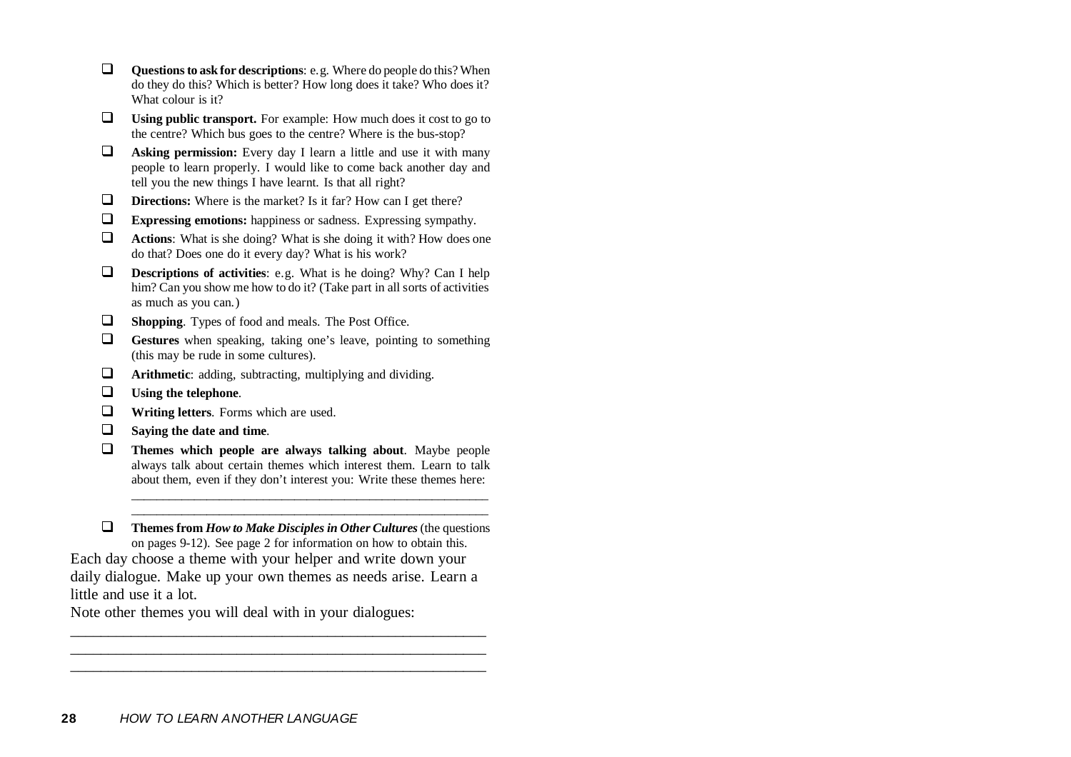- [ ] **Questions to ask for descriptions**: e.g. Where do people do this? When do they do this? Which is better? How long does it take? Who does it? What colour is it?
- [ ] **Using public transport.** For example: How much does it cost to go to the centre? Which bus goes to the centre? Where is the bus-stop?
- [ ] **Asking permission:** Every day I learn a little and use it with many people to learn properly. I would like to come back another day and tell you the new things I have learnt. Is that all right?
- [ ] **Directions:** Where is the market? Is it far? How can I get there?
- [ ] **Expressing emotions:** happiness or sadness. Expressing sympathy.
- [ ] **Actions**: What is she doing? What is she doing it with? How does one do that? Does one do it every day? What is his work?
- [ ] **Descriptions of activities**: e.g. What is he doing? Why? Can I help him? Can you show me how to do it? (Take part in all sorts of activities as much as you can.)
- [ ] **Shopping**. Types of food and meals. The Post Office.
- [ ] **Gestures** when speaking, taking one's leave, pointing to something (this may be rude in some cultures).
- [ ] **Arithmetic**: adding, subtracting, multiplying and dividing.
- [ ] **Using the telephone**.
- [ ] **Writing letters**. Forms which are used.
- [ ] **Saying the date and time**.
- [ ] **Themes which people are always talking about**. Maybe people always talk about certain themes which interest them. Learn to talk about them, even if they don't interest you: Write these themes here:

  ______________________________________________________

  ______________________________________________________
- [ ] **Themes from *How to Make Disciples in Other Cultures*** (the questions on pages 9-12). See page 2 for information on how to obtain this.

Each day choose a theme with your helper and write down your daily dialogue. Make up your own themes as needs arise. Learn a little and use it a lot.

Note other themes you will deal with in your dialogues:

______________________________________________________

______________________________________________________

______________________________________________________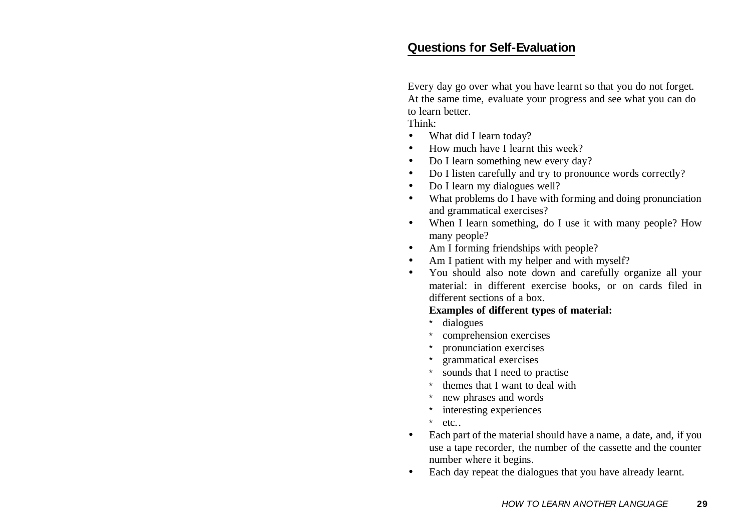## Questions for Self-Evaluation

Every day go over what you have learnt so that you do not forget. At the same time, evaluate your progress and see what you can do to learn better.

Think:

- What did I learn today?
- How much have I learnt this week?
- Do I learn something new every day?
- Do I listen carefully and try to pronounce words correctly?
- Do I learn my dialogues well?
- What problems do I have with forming and doing pronunciation and grammatical exercises?
- When I learn something, do I use it with many people? How many people?
- Am I forming friendships with people?
- Am I patient with my helper and with myself?
- You should also note down and carefully organize all your material: in different exercise books, or on cards filed in different sections of a box.

  **Examples of different types of material:**

  * dialogues
  * comprehension exercises
  * pronunciation exercises
  * grammatical exercises
  * sounds that I need to practise
  * themes that I want to deal with
  * new phrases and words
  * interesting experiences
  * etc..
- Each part of the material should have a name, a date, and, if you use a tape recorder, the number of the cassette and the counter number where it begins.
- Each day repeat the dialogues that you have already learnt.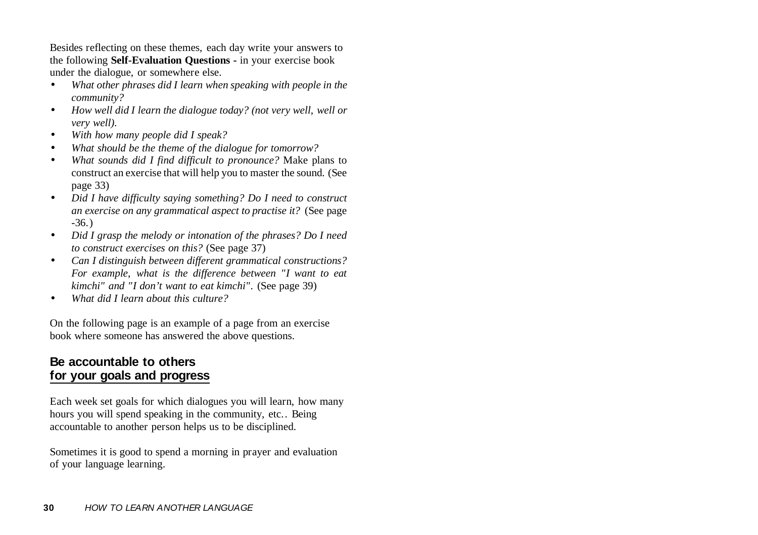Besides reflecting on these themes, each day write your answers to the following **Self-Evaluation Questions -** in your exercise book under the dialogue, or somewhere else.

- *What other phrases did I learn when speaking with people in the community?*
- *How well did I learn the dialogue today? (not very well, well or very well).*
- *With how many people did I speak?*
- *What should be the theme of the dialogue for tomorrow?*
- *What sounds did I find difficult to pronounce?* Make plans to construct an exercise that will help you to master the sound. (See page 33)
- *Did I have difficulty saying something? Do I need to construct an exercise on any grammatical aspect to practise it?* (See page -36.)
- *Did I grasp the melody or intonation of the phrases? Do I need to construct exercises on this?* (See page 37)
- *Can I distinguish between different grammatical constructions? For example, what is the difference between "I want to eat kimchi" and "I don't want to eat kimchi".* (See page 39)
- *What did I learn about this culture?*

On the following page is an example of a page from an exercise book where someone has answered the above questions.

## Be accountable to others for your goals and progress

Each week set goals for which dialogues you will learn, how many hours you will spend speaking in the community, etc.. Being accountable to another person helps us to be disciplined.

Sometimes it is good to spend a morning in prayer and evaluation of your language learning.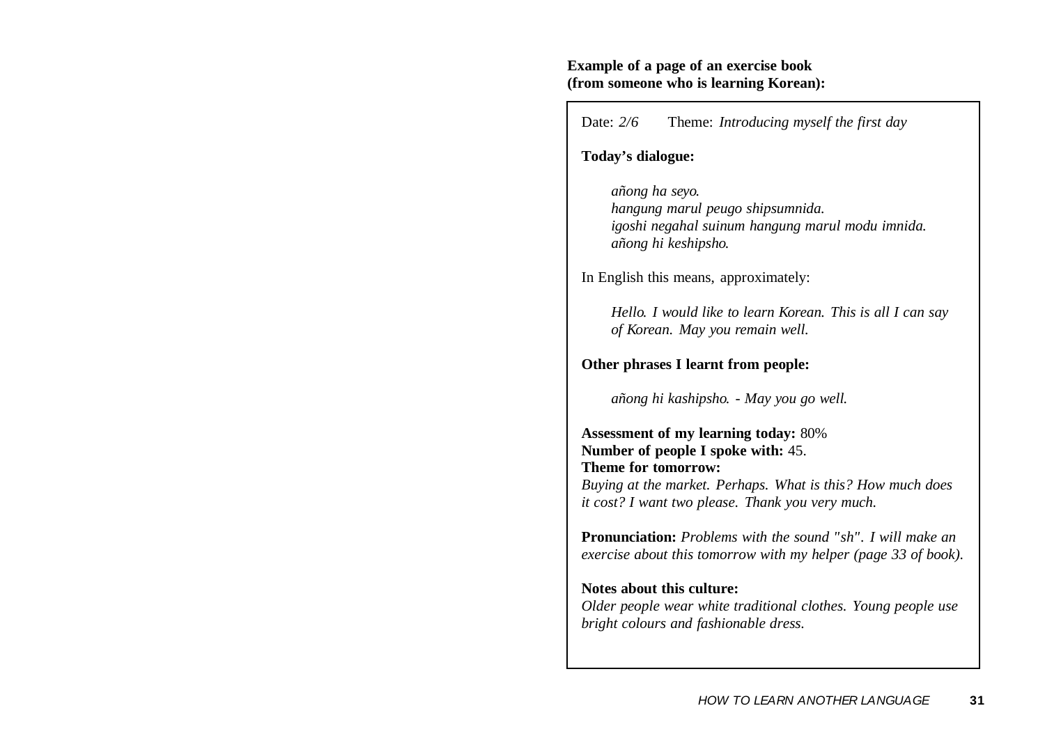**Example of a page of an exercise book (from someone who is learning Korean):**

Date: *2/6*  Theme: *Introducing myself the first day*

**Today's dialogue:**

*añong ha seyo.*
*hangung marul peugo shipsumnida.*
*igoshi negahal suinum hangung marul modu imnida.*
*añong hi keshipsho.*

In English this means, approximately:

*Hello. I would like to learn Korean. This is all I can say of Korean. May you remain well.*

**Other phrases I learnt from people:**

*añong hi kashipsho. - May you go well.*

**Assessment of my learning today:** 80%
**Number of people I spoke with:** 45.
**Theme for tomorrow:**
*Buying at the market. Perhaps. What is this? How much does it cost? I want two please. Thank you very much.*

**Pronunciation:** *Problems with the sound "sh". I will make an exercise about this tomorrow with my helper (page 33 of book).*

**Notes about this culture:**
*Older people wear white traditional clothes. Young people use bright colours and fashionable dress.*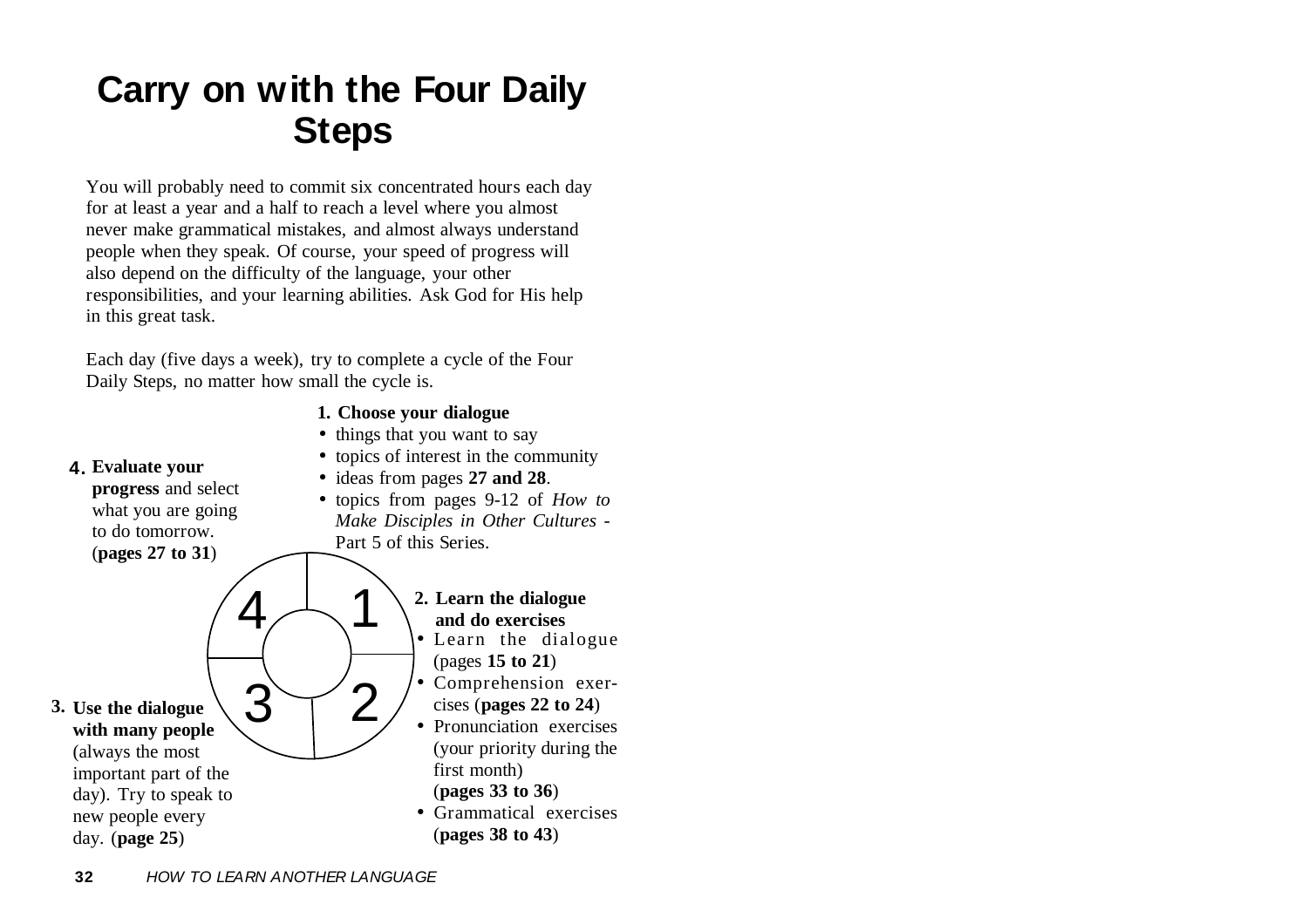# Carry on with the Four Daily Steps

You will probably need to commit six concentrated hours each day for at least a year and a half to reach a level where you almost never make grammatical mistakes, and almost always understand people when they speak. Of course, your speed of progress will also depend on the difficulty of the language, your other responsibilities, and your learning abilities. Ask God for His help in this great task.

Each day (five days a week), try to complete a cycle of the Four Daily Steps, no matter how small the cycle is.

**1. Choose your dialogue**

- things that you want to say
- topics of interest in the community
- ideas from pages **27 and 28**.
- topics from pages 9-12 of *How to Make Disciples in Other Cultures* - Part 5 of this Series.

**2. Learn the dialogue and do exercises**

- Learn the dialogue (pages **15 to 21**)
- Comprehension exercises (**pages 22 to 24**)
- Pronunciation exercises (your priority during the first month) (**pages 33 to 36**)
- Grammatical exercises (**pages 38 to 43**)

**3. Use the dialogue with many people** (always the most important part of the day). Try to speak to new people every day. (**page 25**)

**4. Evaluate your progress** and select what you are going to do tomorrow. (**pages 27 to 31**)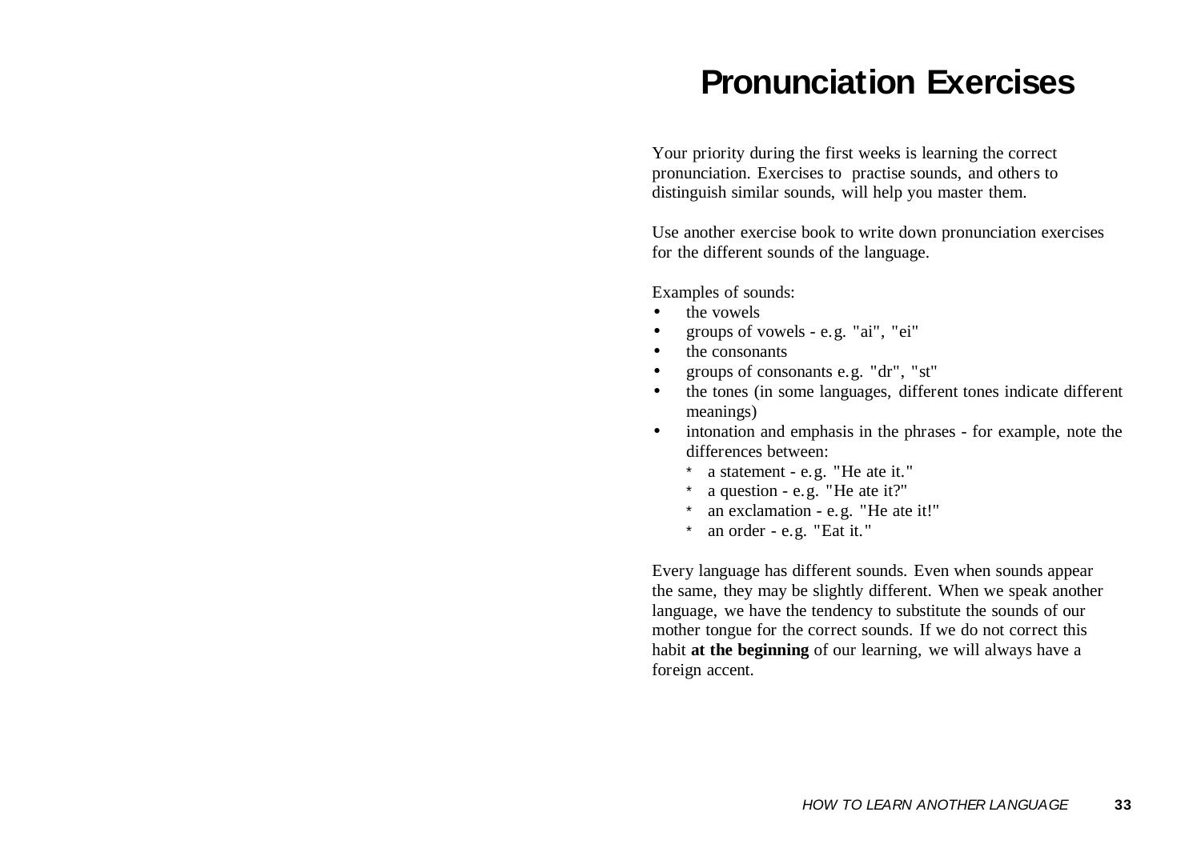# Pronunciation Exercises

Your priority during the first weeks is learning the correct pronunciation. Exercises to practise sounds, and others to distinguish similar sounds, will help you master them.

Use another exercise book to write down pronunciation exercises for the different sounds of the language.

Examples of sounds:

- the vowels
- groups of vowels - e.g. "ai", "ei"
- the consonants
- groups of consonants e.g. "dr", "st"
- the tones (in some languages, different tones indicate different meanings)
- intonation and emphasis in the phrases - for example, note the differences between:
  - a statement - e.g. "He ate it."
  - a question - e.g. "He ate it?"
  - an exclamation - e.g. "He ate it!"
  - an order - e.g. "Eat it."

Every language has different sounds. Even when sounds appear the same, they may be slightly different. When we speak another language, we have the tendency to substitute the sounds of our mother tongue for the correct sounds. If we do not correct this habit **at the beginning** of our learning, we will always have a foreign accent.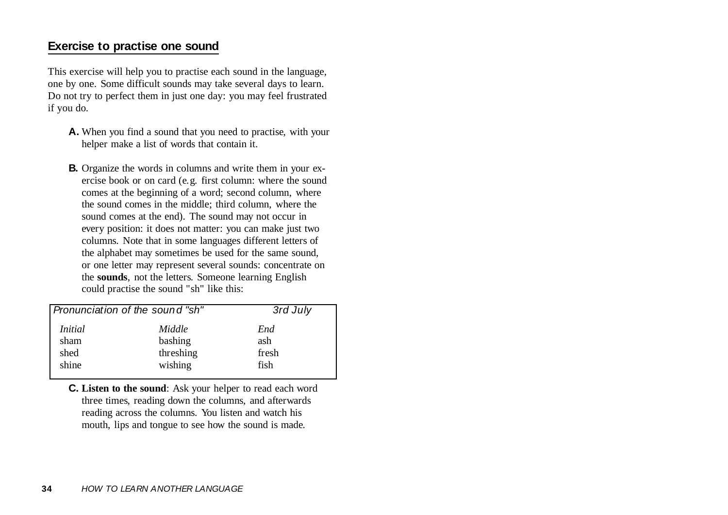## Exercise to practise one sound

This exercise will help you to practise each sound in the language, one by one. Some difficult sounds may take several days to learn. Do not try to perfect them in just one day: you may feel frustrated if you do.

**A.** When you find a sound that you need to practise, with your helper make a list of words that contain it.

**B.** Organize the words in columns and write them in your exercise book or on card (e.g. first column: where the sound comes at the beginning of a word; second column, where the sound comes in the middle; third column, where the sound comes at the end). The sound may not occur in every position: it does not matter: you can make just two columns. Note that in some languages different letters of the alphabet may sometimes be used for the same sound, or one letter may represent several sounds: concentrate on the **sounds**, not the letters. Someone learning English could practise the sound "sh" like this:

*Pronunciation of the sound "sh"* — *3rd July*

| *Initial* | *Middle* | *End* |
|---|---|---|
| sham | bashing | ash |
| shed | threshing | fresh |
| shine | wishing | fish |

**C. Listen to the sound**: Ask your helper to read each word three times, reading down the columns, and afterwards reading across the columns. You listen and watch his mouth, lips and tongue to see how the sound is made.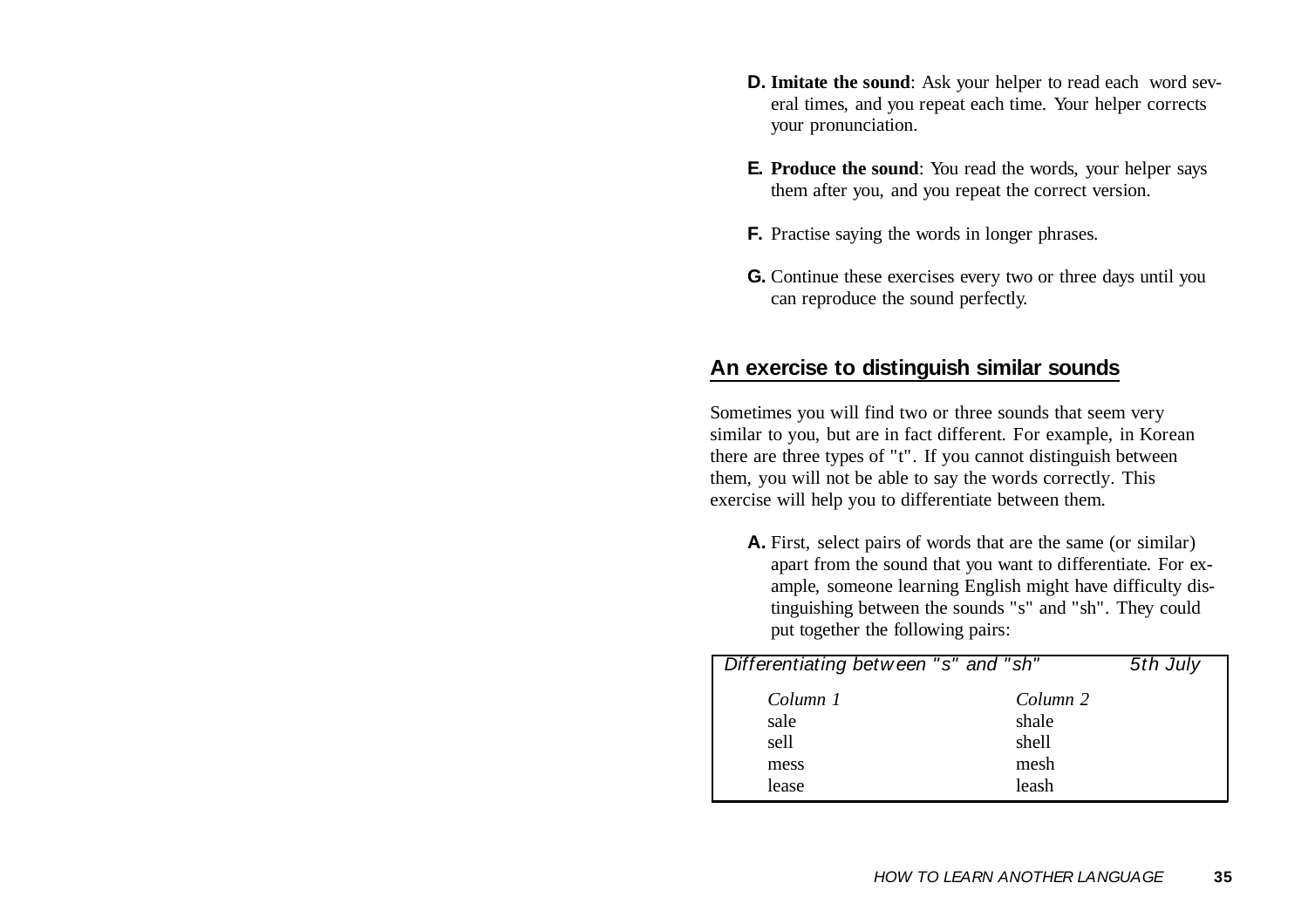**D. Imitate the sound**: Ask your helper to read each word several times, and you repeat each time. Your helper corrects your pronunciation.

**E. Produce the sound**: You read the words, your helper says them after you, and you repeat the correct version.

**F.** Practise saying the words in longer phrases.

**G.** Continue these exercises every two or three days until you can reproduce the sound perfectly.

## An exercise to distinguish similar sounds

Sometimes you will find two or three sounds that seem very similar to you, but are in fact different. For example, in Korean there are three types of "t". If you cannot distinguish between them, you will not be able to say the words correctly. This exercise will help you to differentiate between them.

**A.** First, select pairs of words that are the same (or similar) apart from the sound that you want to differentiate. For example, someone learning English might have difficulty distinguishing between the sounds "s" and "sh". They could put together the following pairs:

| *Differentiating between "s" and "sh"* | *5th July* |
|---|---|
| *Column 1* | *Column 2* |
| sale | shale |
| sell | shell |
| mess | mesh |
| lease | leash |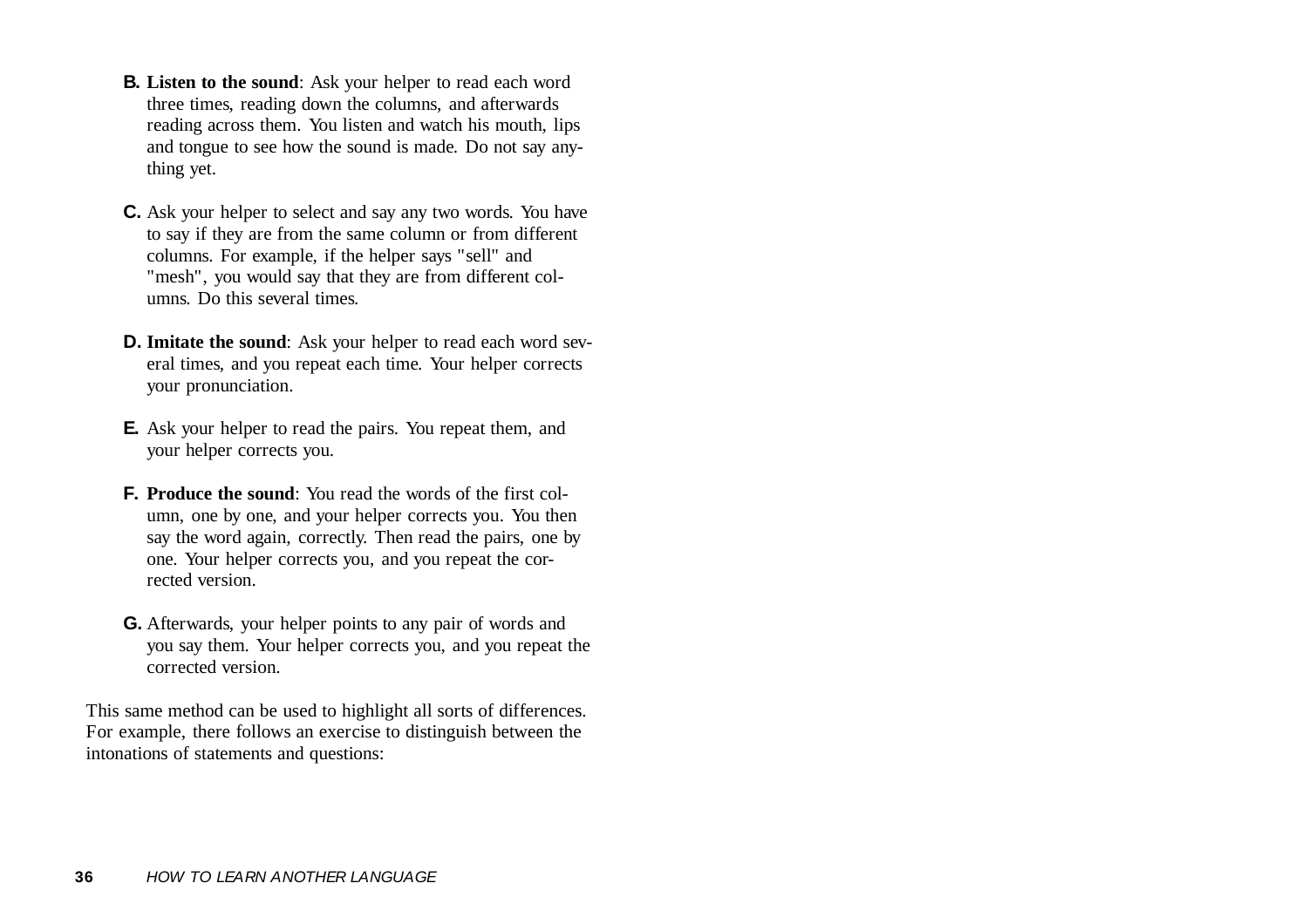**B.** **Listen to the sound**: Ask your helper to read each word three times, reading down the columns, and afterwards reading across them. You listen and watch his mouth, lips and tongue to see how the sound is made. Do not say anything yet.

**C.** Ask your helper to select and say any two words. You have to say if they are from the same column or from different columns. For example, if the helper says "sell" and "mesh", you would say that they are from different columns. Do this several times.

**D.** **Imitate the sound**: Ask your helper to read each word several times, and you repeat each time. Your helper corrects your pronunciation.

**E.** Ask your helper to read the pairs. You repeat them, and your helper corrects you.

**F.** **Produce the sound**: You read the words of the first column, one by one, and your helper corrects you. You then say the word again, correctly. Then read the pairs, one by one. Your helper corrects you, and you repeat the corrected version.

**G.** Afterwards, your helper points to any pair of words and you say them. Your helper corrects you, and you repeat the corrected version.

This same method can be used to highlight all sorts of differences. For example, there follows an exercise to distinguish between the intonations of statements and questions: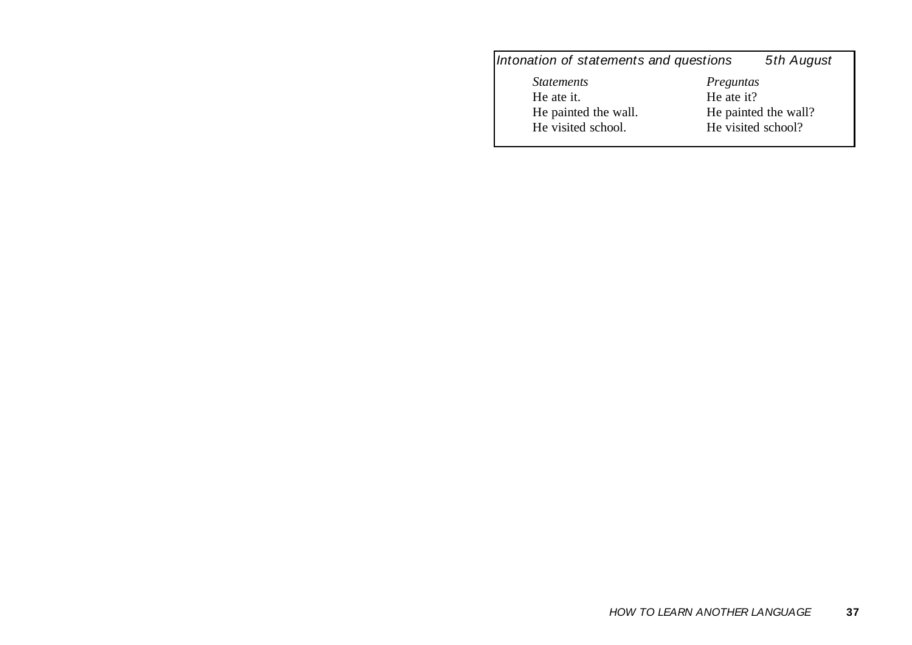*Intonation of statements and questions* *5th August*

| *Statements* | *Preguntas* |
| --- | --- |
| He ate it. | He ate it? |
| He painted the wall. | He painted the wall? |
| He visited school. | He visited school? |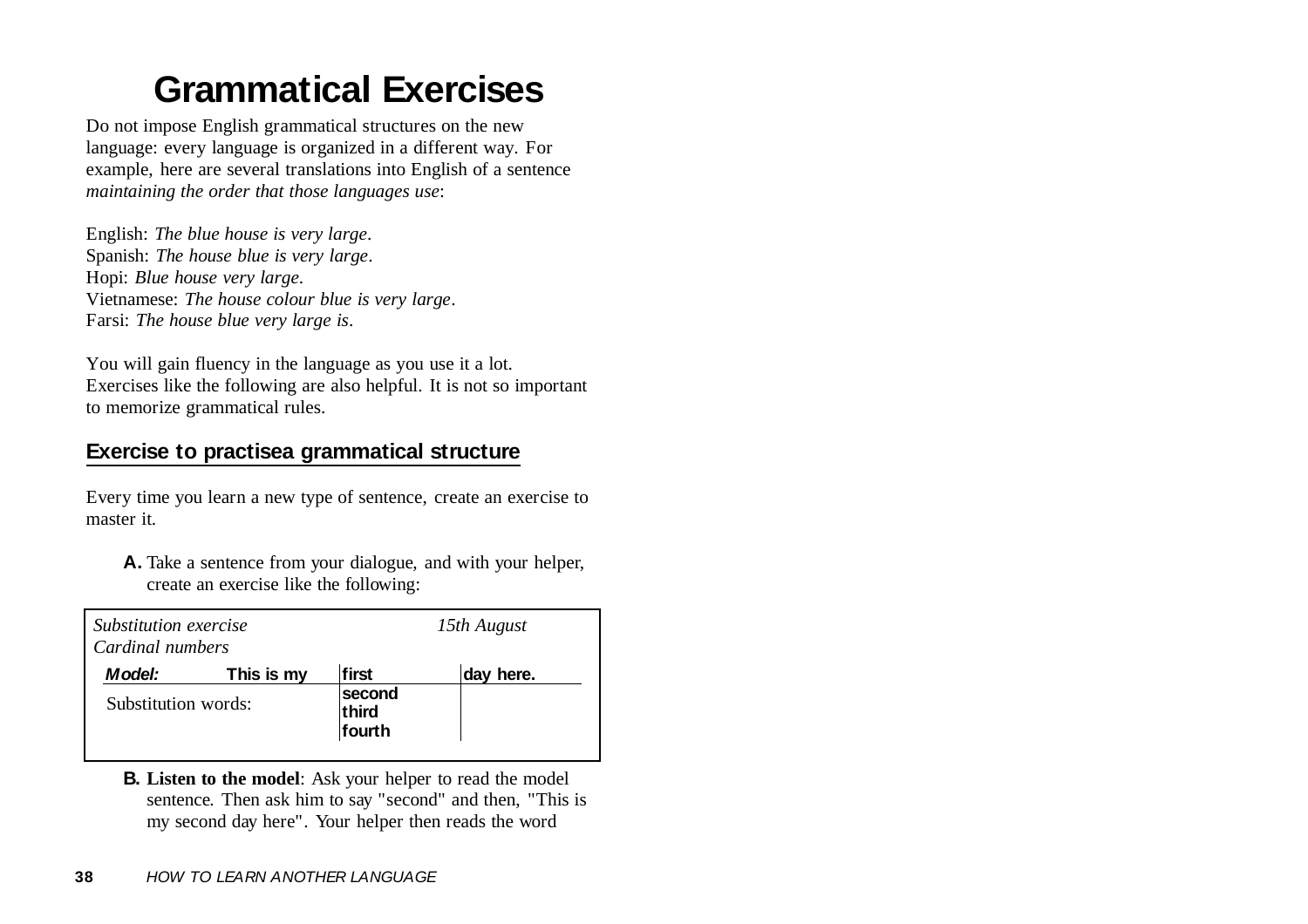# Grammatical Exercises

Do not impose English grammatical structures on the new language: every language is organized in a different way. For example, here are several translations into English of a sentence *maintaining the order that those languages use*:

English: *The blue house is very large*.
Spanish: *The house blue is very large*.
Hopi: *Blue house very large*.
Vietnamese: *The house colour blue is very large*.
Farsi: *The house blue very large is*.

You will gain fluency in the language as you use it a lot. Exercises like the following are also helpful. It is not so important to memorize grammatical rules.

## Exercise to practisea grammatical structure

Every time you learn a new type of sentence, create an exercise to master it.

**A.** Take a sentence from your dialogue, and with your helper, create an exercise like the following:

*Substitution exercise* — *15th August*
*Cardinal numbers*

| ***Model:*** | **This is my** | **first** | **day here.** |
|---|---|---|---|
| Substitution words: | | **second** | |
| | | **third** | |
| | | **fourth** | |

**B. Listen to the model**: Ask your helper to read the model sentence. Then ask him to say "second" and then, "This is my second day here". Your helper then reads the word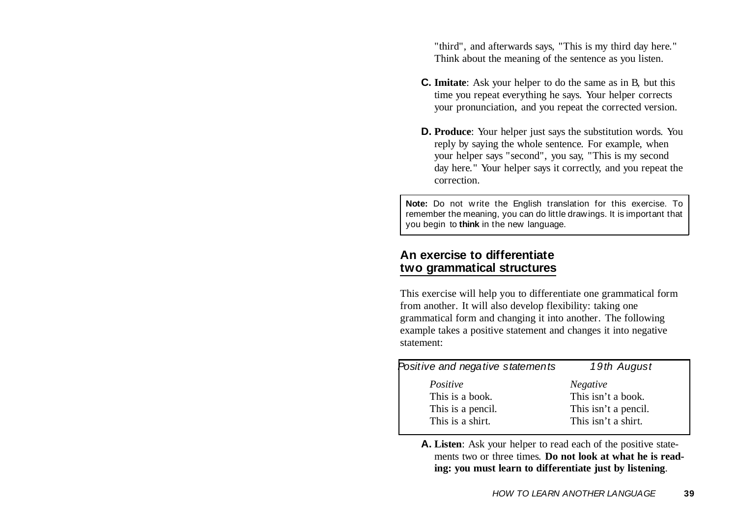"third", and afterwards says, "This is my third day here." Think about the meaning of the sentence as you listen.

**C. Imitate**: Ask your helper to do the same as in B, but this time you repeat everything he says. Your helper corrects your pronunciation, and you repeat the corrected version.

**D. Produce**: Your helper just says the substitution words. You reply by saying the whole sentence. For example, when your helper says "second", you say, "This is my second day here." Your helper says it correctly, and you repeat the correction.

> **Note:** Do not write the English translation for this exercise. To remember the meaning, you can do little drawings. It is important that you begin to **think** in the new language.

## An exercise to differentiate two grammatical structures

This exercise will help you to differentiate one grammatical form from another. It will also develop flexibility: taking one grammatical form and changing it into another. The following example takes a positive statement and changes it into negative statement:

| *Positive and negative statements* | *19th August* |
|---|---|
| *Positive* | *Negative* |
| This is a book. | This isn't a book. |
| This is a pencil. | This isn't a pencil. |
| This is a shirt. | This isn't a shirt. |

**A. Listen**: Ask your helper to read each of the positive statements two or three times. **Do not look at what he is reading: you must learn to differentiate just by listening**.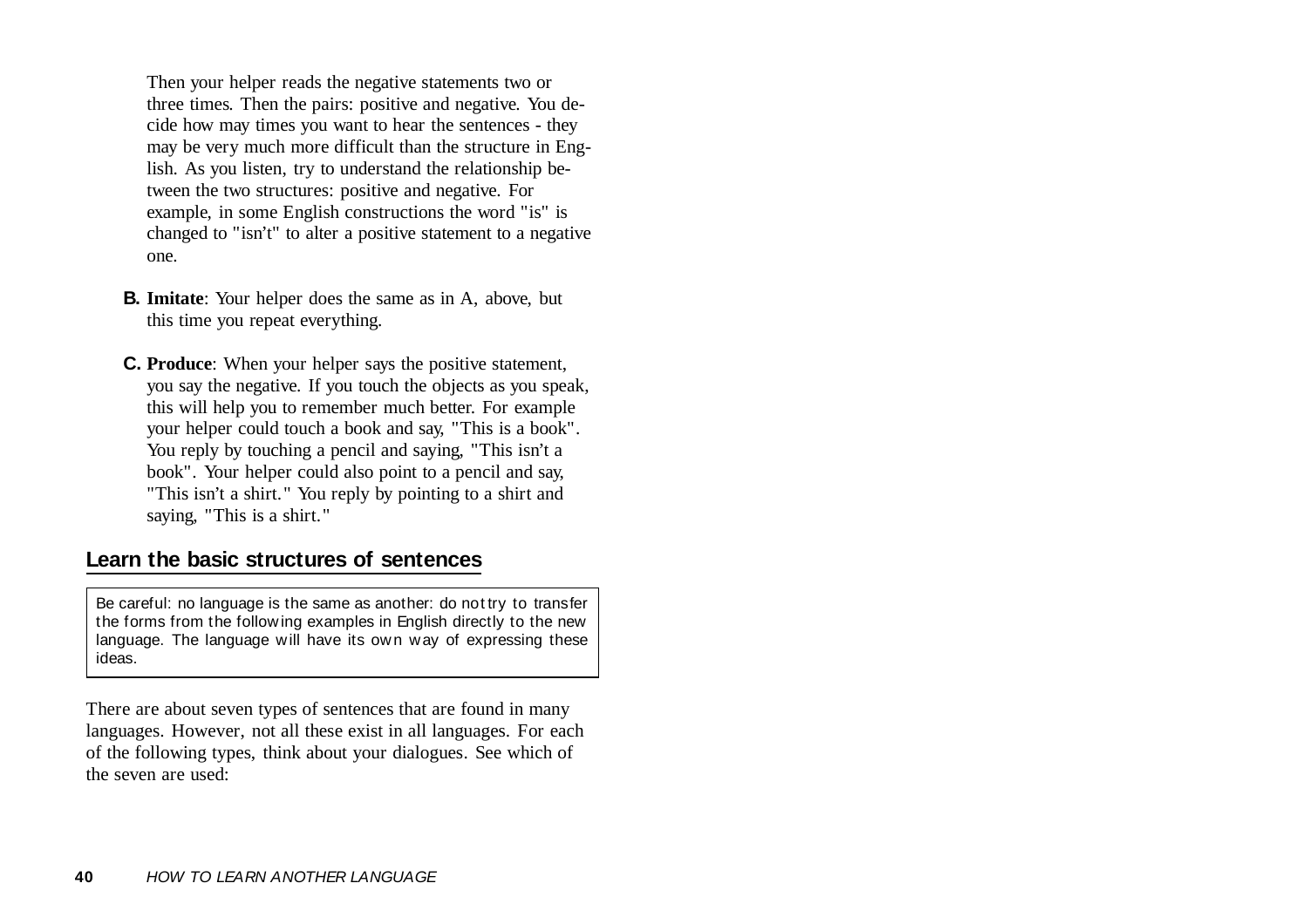Then your helper reads the negative statements two or three times. Then the pairs: positive and negative. You decide how may times you want to hear the sentences - they may be very much more difficult than the structure in English. As you listen, try to understand the relationship between the two structures: positive and negative. For example, in some English constructions the word "is" is changed to "isn't" to alter a positive statement to a negative one.

**B.** **Imitate**: Your helper does the same as in A, above, but this time you repeat everything.

**C.** **Produce**: When your helper says the positive statement, you say the negative. If you touch the objects as you speak, this will help you to remember much better. For example your helper could touch a book and say, "This is a book". You reply by touching a pencil and saying, "This isn't a book". Your helper could also point to a pencil and say, "This isn't a shirt." You reply by pointing to a shirt and saying, "This is a shirt."

## Learn the basic structures of sentences

> Be careful: no language is the same as another: do not try to transfer the forms from the following examples in English directly to the new language. The language will have its own way of expressing these ideas.

There are about seven types of sentences that are found in many languages. However, not all these exist in all languages. For each of the following types, think about your dialogues. See which of the seven are used: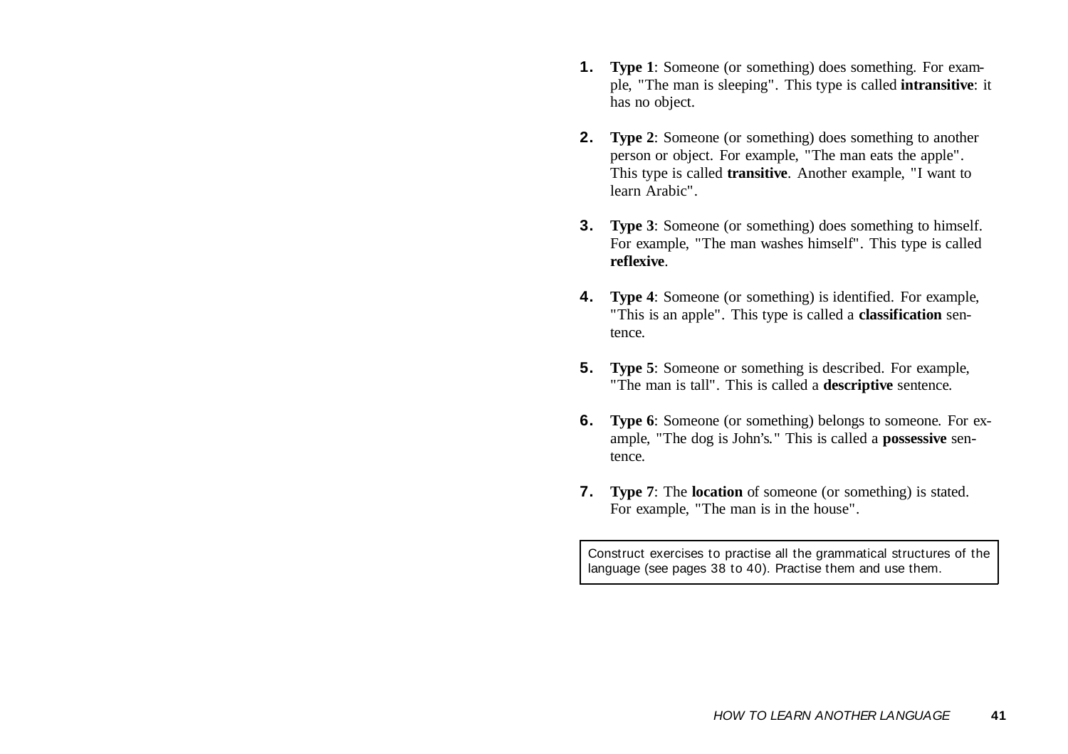1. **Type 1**: Someone (or something) does something. For example, "The man is sleeping". This type is called **intransitive**: it has no object.

2. **Type 2**: Someone (or something) does something to another person or object. For example, "The man eats the apple". This type is called **transitive**. Another example, "I want to learn Arabic".

3. **Type 3**: Someone (or something) does something to himself. For example, "The man washes himself". This type is called **reflexive**.

4. **Type 4**: Someone (or something) is identified. For example, "This is an apple". This type is called a **classification** sentence.

5. **Type 5**: Someone or something is described. For example, "The man is tall". This is called a **descriptive** sentence.

6. **Type 6**: Someone (or something) belongs to someone. For example, "The dog is John's." This is called a **possessive** sentence.

7. **Type 7**: The **location** of someone (or something) is stated. For example, "The man is in the house".

> Construct exercises to practise all the grammatical structures of the language (see pages 38 to 40). Practise them and use them.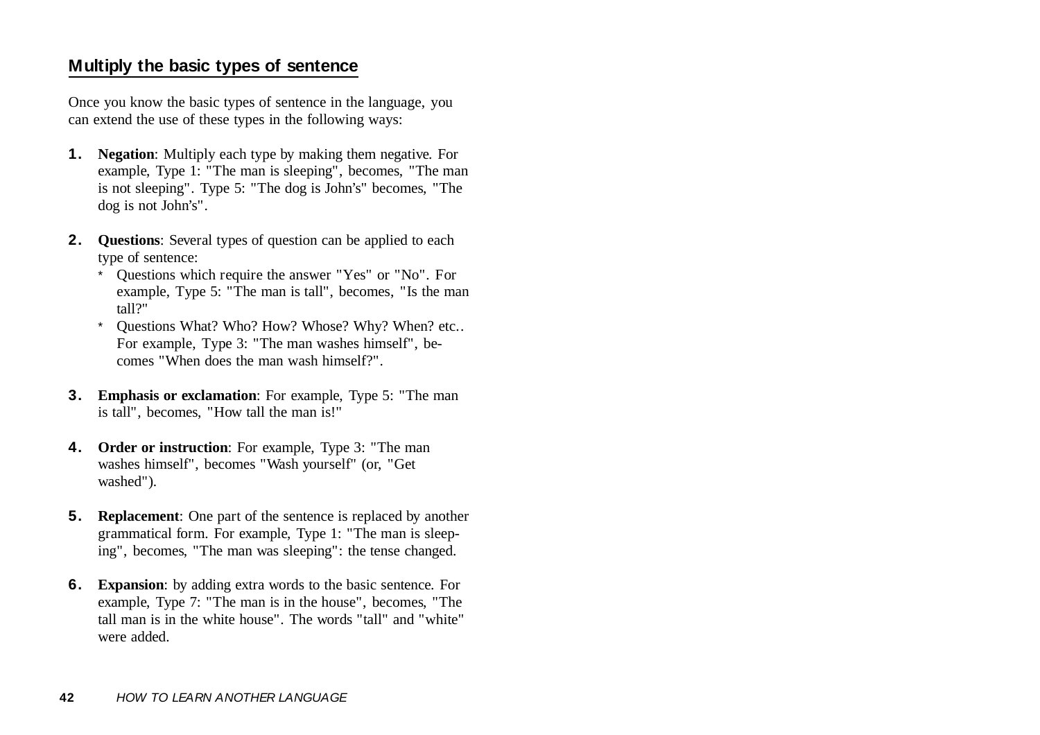## Multiply the basic types of sentence

Once you know the basic types of sentence in the language, you can extend the use of these types in the following ways:

1. **Negation**: Multiply each type by making them negative. For example, Type 1: "The man is sleeping", becomes, "The man is not sleeping". Type 5: "The dog is John's" becomes, "The dog is not John's".

2. **Questions**: Several types of question can be applied to each type of sentence:
   * Questions which require the answer "Yes" or "No". For example, Type 5: "The man is tall", becomes, "Is the man tall?"
   * Questions What? Who? How? Whose? Why? When? etc.. For example, Type 3: "The man washes himself", becomes "When does the man wash himself?".

3. **Emphasis or exclamation**: For example, Type 5: "The man is tall", becomes, "How tall the man is!"

4. **Order or instruction**: For example, Type 3: "The man washes himself", becomes "Wash yourself" (or, "Get washed").

5. **Replacement**: One part of the sentence is replaced by another grammatical form. For example, Type 1: "The man is sleeping", becomes, "The man was sleeping": the tense changed.

6. **Expansion**: by adding extra words to the basic sentence. For example, Type 7: "The man is in the house", becomes, "The tall man is in the white house". The words "tall" and "white" were added.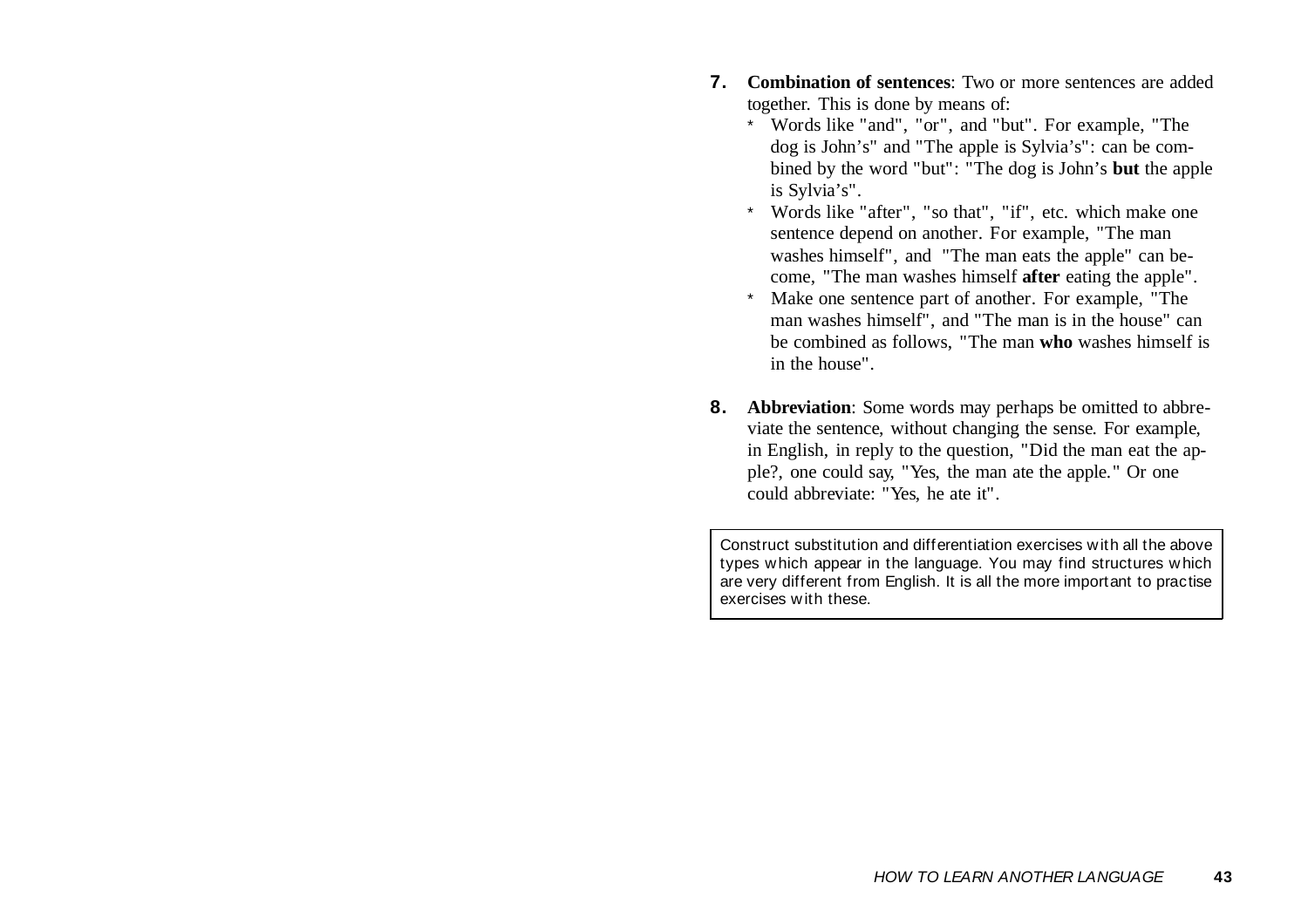7. **Combination of sentences**: Two or more sentences are added together. This is done by means of:
   * Words like "and", "or", and "but". For example, "The dog is John's" and "The apple is Sylvia's": can be combined by the word "but": "The dog is John's **but** the apple is Sylvia's".
   * Words like "after", "so that", "if", etc. which make one sentence depend on another. For example, "The man washes himself", and "The man eats the apple" can become, "The man washes himself **after** eating the apple".
   * Make one sentence part of another. For example, "The man washes himself", and "The man is in the house" can be combined as follows, "The man **who** washes himself is in the house".

8. **Abbreviation**: Some words may perhaps be omitted to abbreviate the sentence, without changing the sense. For example, in English, in reply to the question, "Did the man eat the apple?, one could say, "Yes, the man ate the apple." Or one could abbreviate: "Yes, he ate it".

> Construct substitution and differentiation exercises with all the above types which appear in the language. You may find structures which are very different from English. It is all the more important to practise exercises with these.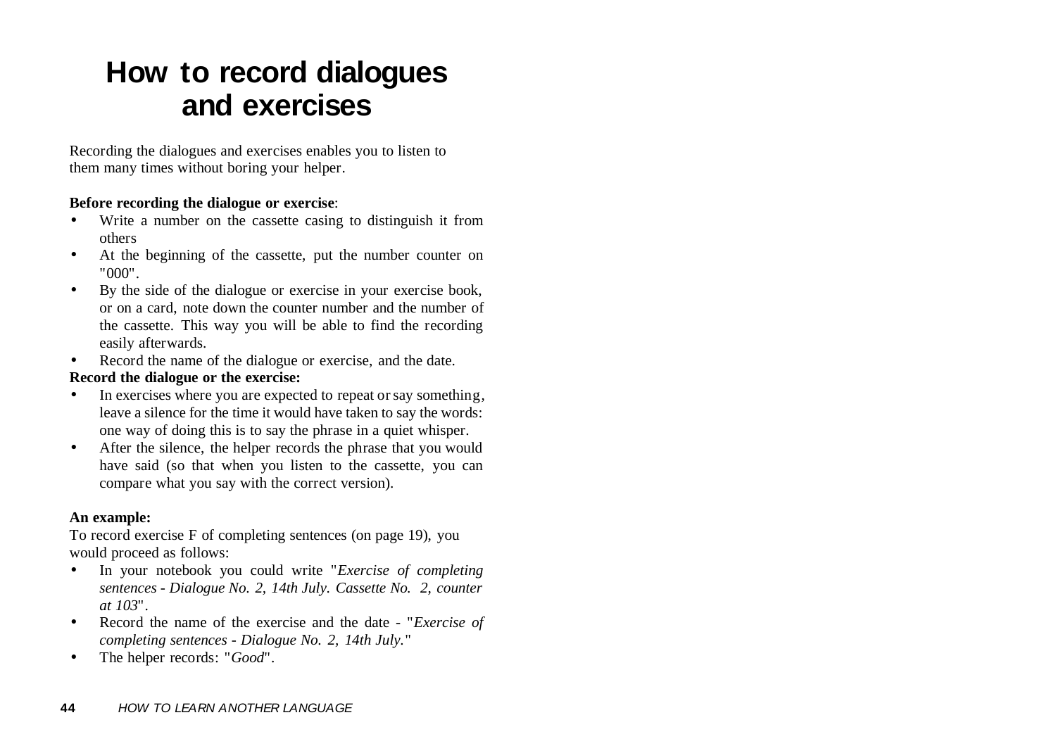# How to record dialogues and exercises

Recording the dialogues and exercises enables you to listen to them many times without boring your helper.

**Before recording the dialogue or exercise**:

- Write a number on the cassette casing to distinguish it from others
- At the beginning of the cassette, put the number counter on "000".
- By the side of the dialogue or exercise in your exercise book, or on a card, note down the counter number and the number of the cassette. This way you will be able to find the recording easily afterwards.
- Record the name of the dialogue or exercise, and the date.

**Record the dialogue or the exercise:**

- In exercises where you are expected to repeat or say something, leave a silence for the time it would have taken to say the words: one way of doing this is to say the phrase in a quiet whisper.
- After the silence, the helper records the phrase that you would have said (so that when you listen to the cassette, you can compare what you say with the correct version).

**An example:**

To record exercise F of completing sentences (on page 19), you would proceed as follows:

- In your notebook you could write "*Exercise of completing sentences - Dialogue No. 2, 14th July. Cassette No. 2, counter at 103*".
- Record the name of the exercise and the date - "*Exercise of completing sentences - Dialogue No. 2, 14th July.*"
- The helper records: "*Good*".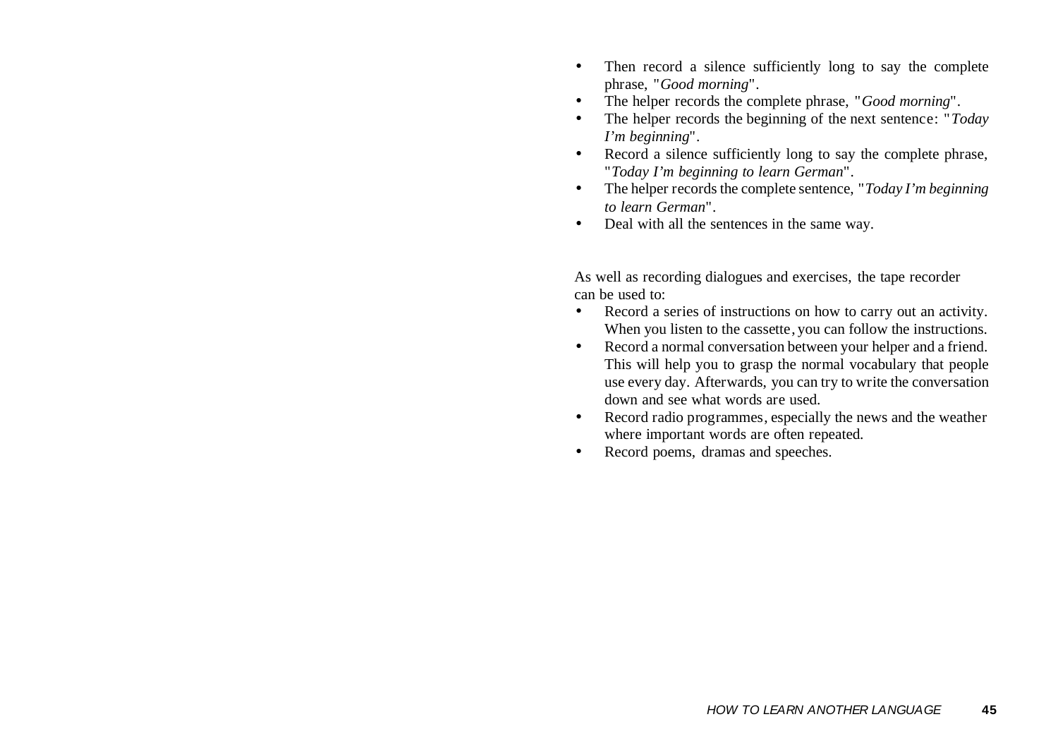- Then record a silence sufficiently long to say the complete phrase, "*Good morning*".
- The helper records the complete phrase, "*Good morning*".
- The helper records the beginning of the next sentence: "*Today I'm beginning*".
- Record a silence sufficiently long to say the complete phrase, "*Today I'm beginning to learn German*".
- The helper records the complete sentence, "*Today I'm beginning to learn German*".
- Deal with all the sentences in the same way.

As well as recording dialogues and exercises, the tape recorder can be used to:

- Record a series of instructions on how to carry out an activity. When you listen to the cassette, you can follow the instructions.
- Record a normal conversation between your helper and a friend. This will help you to grasp the normal vocabulary that people use every day. Afterwards, you can try to write the conversation down and see what words are used.
- Record radio programmes, especially the news and the weather where important words are often repeated.
- Record poems, dramas and speeches.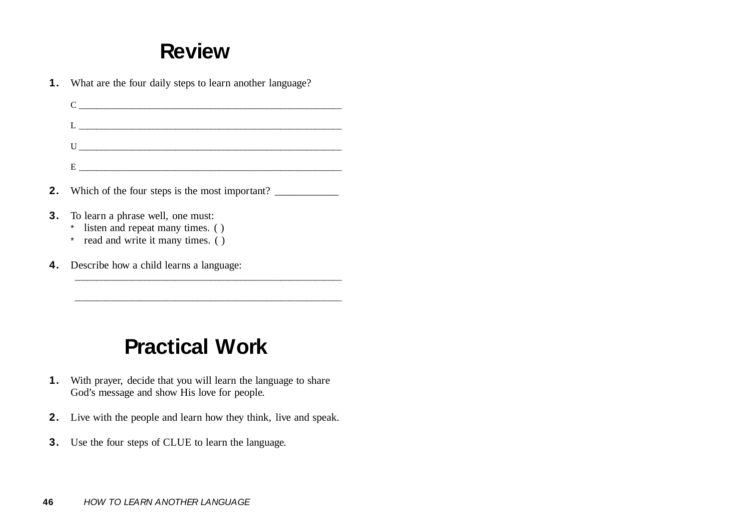## Review

**1.** What are the four daily steps to learn another language?

C ____________________________________________________

L ____________________________________________________

U ____________________________________________________

E ____________________________________________________

**2.** Which of the four steps is the most important? ___________

**3.** To learn a phrase well, one must:

* listen and repeat many times. ( )
* read and write it many times. ( )

**4.** Describe how a child learns a language:

____________________________________________________

____________________________________________________

## Practical Work

**1.** With prayer, decide that you will learn the language to share God's message and show His love for people.

**2.** Live with the people and learn how they think, live and speak.

**3.** Use the four steps of CLUE to learn the language.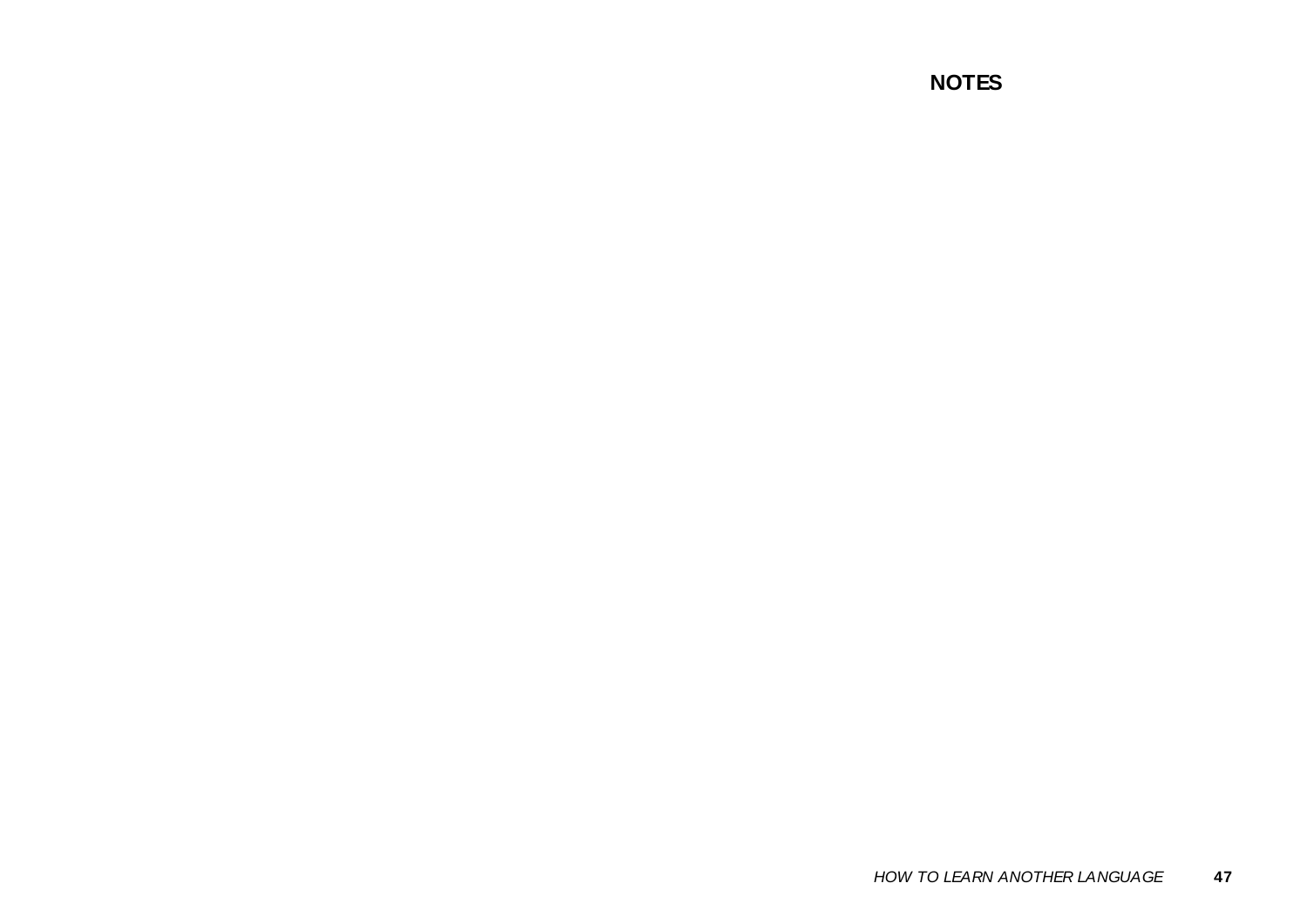## NOTES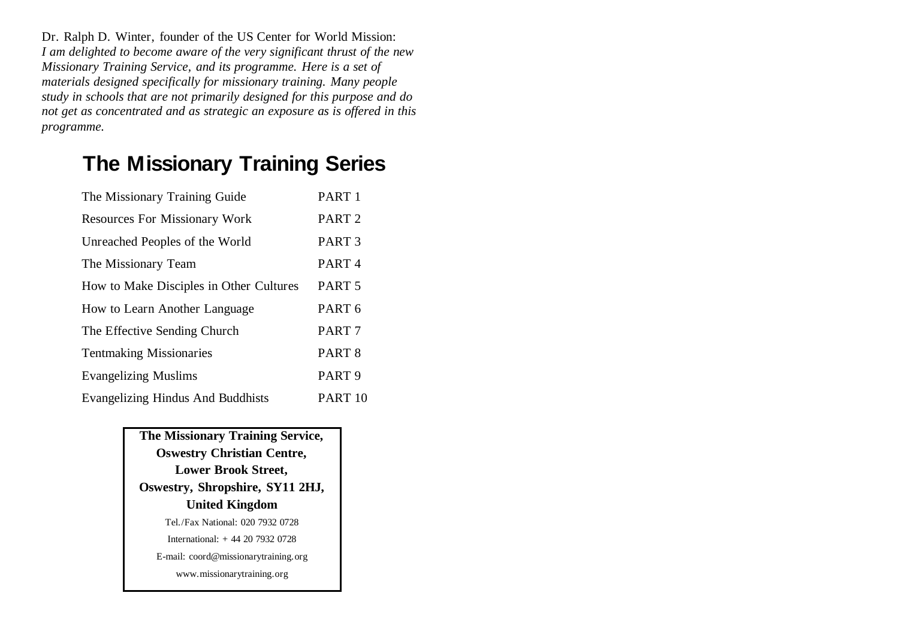Dr. Ralph D. Winter, founder of the US Center for World Mission:
*I am delighted to become aware of the very significant thrust of the new Missionary Training Service, and its programme. Here is a set of materials designed specifically for missionary training. Many people study in schools that are not primarily designed for this purpose and do not get as concentrated and as strategic an exposure as is offered in this programme.*

# The Missionary Training Series

| | |
|---|---|
| The Missionary Training Guide | PART 1 |
| Resources For Missionary Work | PART 2 |
| Unreached Peoples of the World | PART 3 |
| The Missionary Team | PART 4 |
| How to Make Disciples in Other Cultures | PART 5 |
| How to Learn Another Language | PART 6 |
| The Effective Sending Church | PART 7 |
| Tentmaking Missionaries | PART 8 |
| Evangelizing Muslims | PART 9 |
| Evangelizing Hindus And Buddhists | PART 10 |

**The Missionary Training Service,**
**Oswestry Christian Centre,**
**Lower Brook Street,**
**Oswestry, Shropshire, SY11 2HJ,**
**United Kingdom**

Tel./Fax National: 020 7932 0728
International: + 44 20 7932 0728
E-mail: coord@missionarytraining.org
www.missionarytraining.org